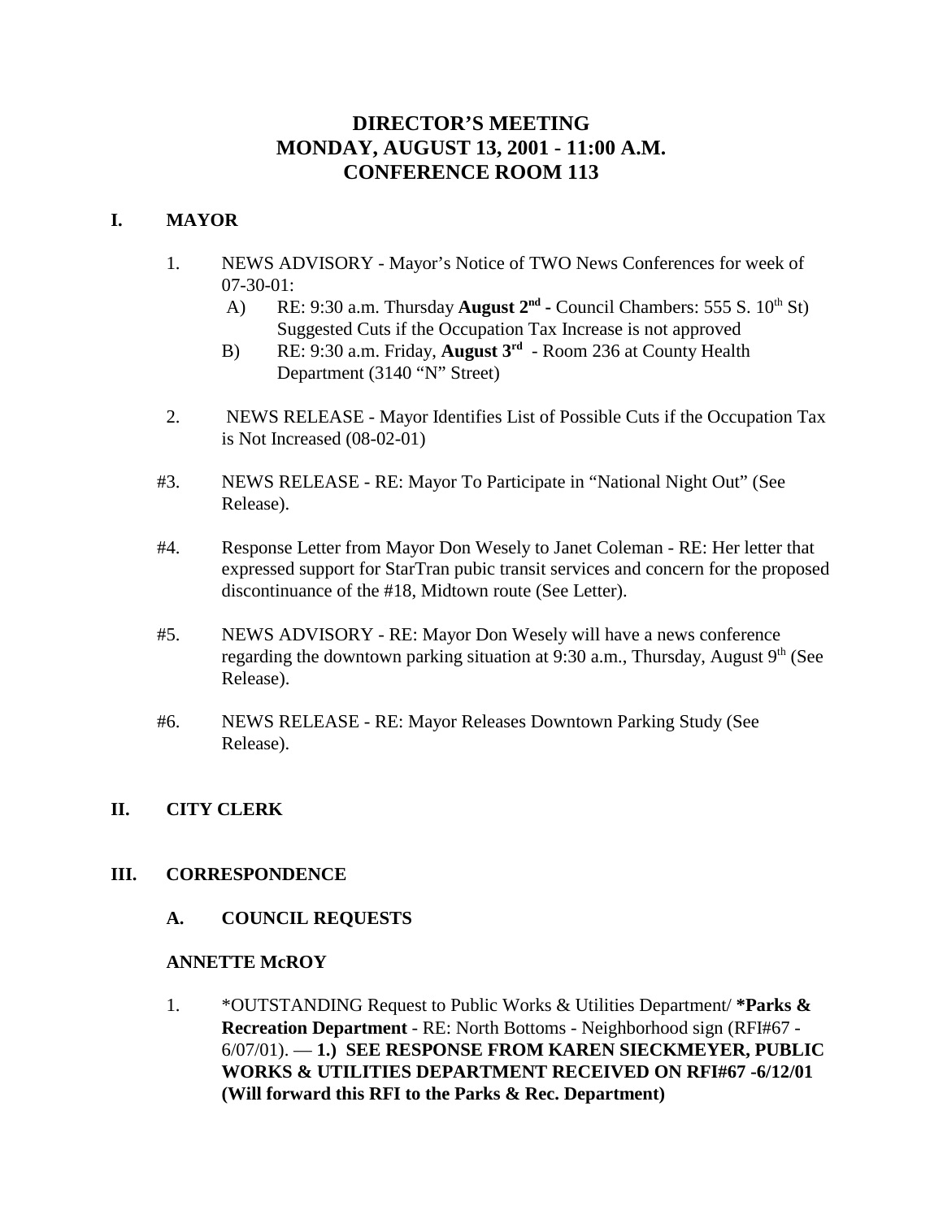# DIRECTOR'S MEETING
# MONDAY, AUGUST 13, 2001 - 11:00 A.M.
# CONFERENCE ROOM 113

## I. MAYOR

1. NEWS ADVISORY - Mayor's Notice of TWO News Conferences for week of 07-30-01:
   - A) RE: 9:30 a.m. Thursday **August 2nd -** Council Chambers: 555 S. 10th St) Suggested Cuts if the Occupation Tax Increase is not approved
   - B) RE: 9:30 a.m. Friday, **August 3rd** - Room 236 at County Health Department (3140 "N" Street)

2. NEWS RELEASE - Mayor Identifies List of Possible Cuts if the Occupation Tax is Not Increased (08-02-01)

#3. NEWS RELEASE - RE: Mayor To Participate in "National Night Out" (See Release).

#4. Response Letter from Mayor Don Wesely to Janet Coleman - RE: Her letter that expressed support for StarTran pubic transit services and concern for the proposed discontinuance of the #18, Midtown route (See Letter).

#5. NEWS ADVISORY - RE: Mayor Don Wesely will have a news conference regarding the downtown parking situation at 9:30 a.m., Thursday, August 9th (See Release).

#6. NEWS RELEASE - RE: Mayor Releases Downtown Parking Study (See Release).

## II. CITY CLERK

## III. CORRESPONDENCE

### A. COUNCIL REQUESTS

**ANNETTE McROY**

1. *OUTSTANDING Request to Public Works & Utilities Department/ ***Parks & Recreation Department** - RE: North Bottoms - Neighborhood sign (RFI#67 - 6/07/01). — **1.) SEE RESPONSE FROM KAREN SIECKMEYER, PUBLIC WORKS & UTILITIES DEPARTMENT RECEIVED ON RFI#67 -6/12/01 (Will forward this RFI to the Parks & Rec. Department)**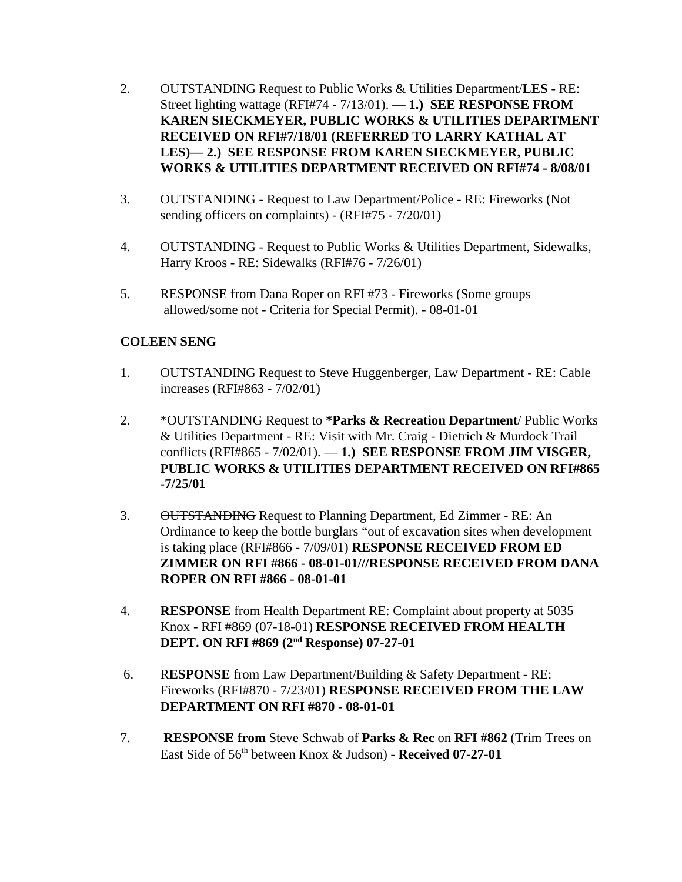2. OUTSTANDING Request to Public Works & Utilities Department/**LES** - RE: Street lighting wattage (RFI#74 - 7/13/01). — **1.) SEE RESPONSE FROM KAREN SIECKMEYER, PUBLIC WORKS & UTILITIES DEPARTMENT RECEIVED ON RFI#7/18/01 (REFERRED TO LARRY KATHAL AT LES)— 2.) SEE RESPONSE FROM KAREN SIECKMEYER, PUBLIC WORKS & UTILITIES DEPARTMENT RECEIVED ON RFI#74 - 8/08/01**

3. OUTSTANDING - Request to Law Department/Police - RE: Fireworks (Not sending officers on complaints) - (RFI#75 - 7/20/01)

4. OUTSTANDING - Request to Public Works & Utilities Department, Sidewalks, Harry Kroos - RE: Sidewalks (RFI#76 - 7/26/01)

5. RESPONSE from Dana Roper on RFI #73 - Fireworks (Some groups allowed/some not - Criteria for Special Permit). - 08-01-01

**COLEEN SENG**

1. OUTSTANDING Request to Steve Huggenberger, Law Department - RE: Cable increases (RFI#863 - 7/02/01)

2. *OUTSTANDING Request to ***Parks & Recreation Department**/ Public Works & Utilities Department - RE: Visit with Mr. Craig - Dietrich & Murdock Trail conflicts (RFI#865 - 7/02/01). — **1.) SEE RESPONSE FROM JIM VISGER, PUBLIC WORKS & UTILITIES DEPARTMENT RECEIVED ON RFI#865 -7/25/01**

3. ~~OUTSTANDING~~ Request to Planning Department, Ed Zimmer - RE: An Ordinance to keep the bottle burglars "out of excavation sites when development is taking place (RFI#866 - 7/09/01) **RESPONSE RECEIVED FROM ED ZIMMER ON RFI #866 - 08-01-01///RESPONSE RECEIVED FROM DANA ROPER ON RFI #866 - 08-01-01**

4. **RESPONSE** from Health Department RE: Complaint about property at 5035 Knox - RFI #869 (07-18-01) **RESPONSE RECEIVED FROM HEALTH DEPT. ON RFI #869 (2nd Response) 07-27-01**

6. R**ESPONSE** from Law Department/Building & Safety Department - RE: Fireworks (RFI#870 - 7/23/01) **RESPONSE RECEIVED FROM THE LAW DEPARTMENT ON RFI #870 - 08-01-01**

7. **RESPONSE from** Steve Schwab of **Parks & Rec** on **RFI #862** (Trim Trees on East Side of 56th between Knox & Judson) - **Received 07-27-01**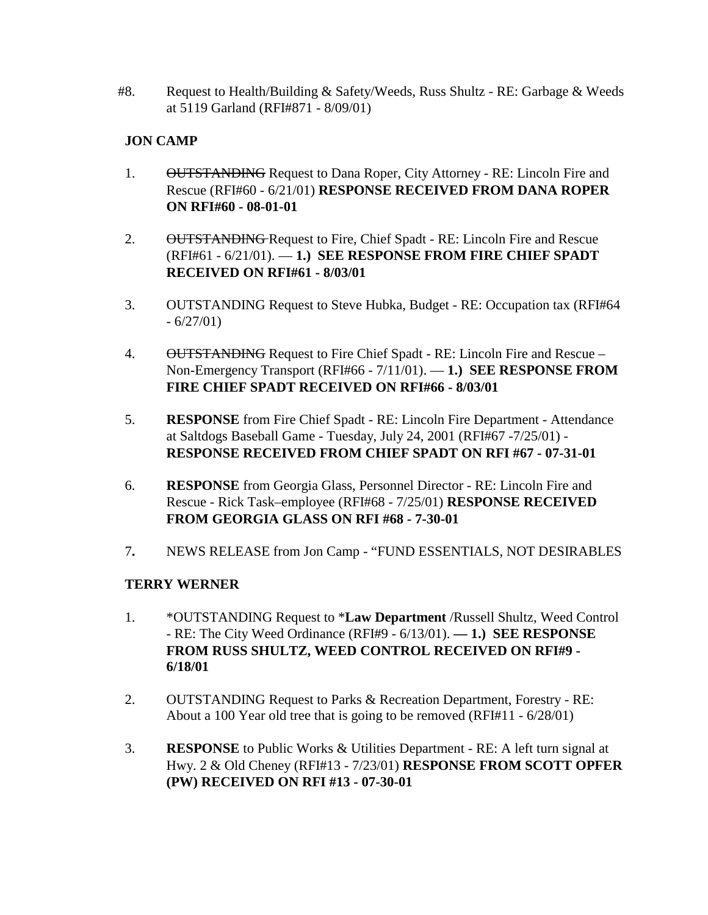#8. Request to Health/Building & Safety/Weeds, Russ Shultz - RE: Garbage & Weeds at 5119 Garland (RFI#871 - 8/09/01)

**JON CAMP**

1. ~~OUTSTANDING~~ Request to Dana Roper, City Attorney - RE: Lincoln Fire and Rescue (RFI#60 - 6/21/01) **RESPONSE RECEIVED FROM DANA ROPER ON RFI#60 - 08-01-01**

2. ~~OUTSTANDING~~ Request to Fire, Chief Spadt - RE: Lincoln Fire and Rescue (RFI#61 - 6/21/01). — **1.) SEE RESPONSE FROM FIRE CHIEF SPADT RECEIVED ON RFI#61 - 8/03/01**

3. OUTSTANDING Request to Steve Hubka, Budget - RE: Occupation tax (RFI#64 - 6/27/01)

4. ~~OUTSTANDING~~ Request to Fire Chief Spadt - RE: Lincoln Fire and Rescue – Non-Emergency Transport (RFI#66 - 7/11/01). — **1.) SEE RESPONSE FROM FIRE CHIEF SPADT RECEIVED ON RFI#66 - 8/03/01**

5. **RESPONSE** from Fire Chief Spadt - RE: Lincoln Fire Department - Attendance at Saltdogs Baseball Game - Tuesday, July 24, 2001 (RFI#67 -7/25/01) - **RESPONSE RECEIVED FROM CHIEF SPADT ON RFI #67 - 07-31-01**

6. **RESPONSE** from Georgia Glass, Personnel Director - RE: Lincoln Fire and Rescue - Rick Task–employee (RFI#68 - 7/25/01) **RESPONSE RECEIVED FROM GEORGIA GLASS ON RFI #68 - 7-30-01**

7. NEWS RELEASE from Jon Camp - "FUND ESSENTIALS, NOT DESIRABLES

**TERRY WERNER**

1. *OUTSTANDING Request to ***Law Department** /Russell Shultz, Weed Control - RE: The City Weed Ordinance (RFI#9 - 6/13/01). **— 1.) SEE RESPONSE FROM RUSS SHULTZ, WEED CONTROL RECEIVED ON RFI#9 - 6/18/01**

2. OUTSTANDING Request to Parks & Recreation Department, Forestry - RE: About a 100 Year old tree that is going to be removed (RFI#11 - 6/28/01)

3. **RESPONSE** to Public Works & Utilities Department - RE: A left turn signal at Hwy. 2 & Old Cheney (RFI#13 - 7/23/01) **RESPONSE FROM SCOTT OPFER (PW) RECEIVED ON RFI #13 - 07-30-01**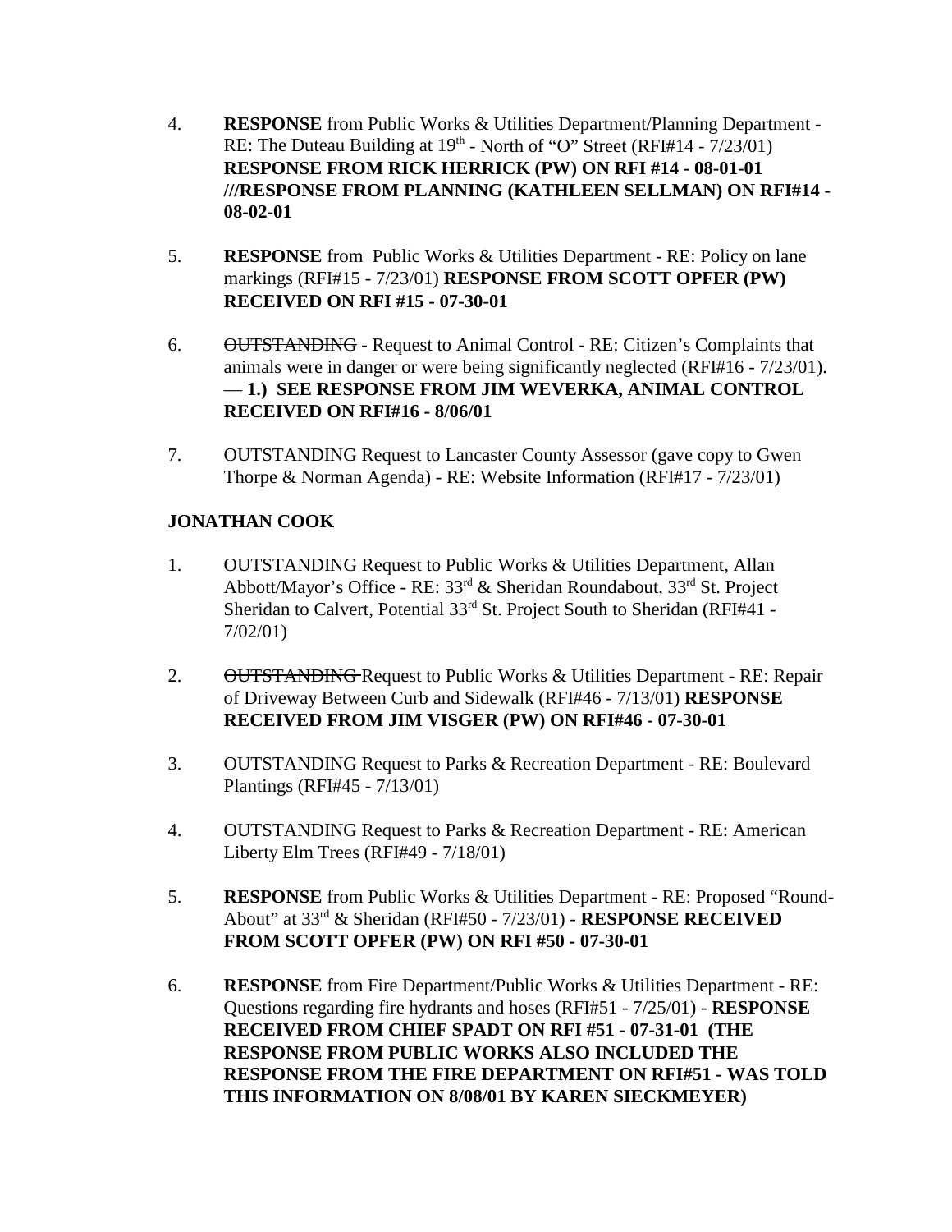4. **RESPONSE** from Public Works & Utilities Department/Planning Department - RE: The Duteau Building at 19th - North of "O" Street (RFI#14 - 7/23/01) **RESPONSE FROM RICK HERRICK (PW) ON RFI #14 - 08-01-01 ///RESPONSE FROM PLANNING (KATHLEEN SELLMAN) ON RFI#14 - 08-02-01**

5. **RESPONSE** from Public Works & Utilities Department - RE: Policy on lane markings (RFI#15 - 7/23/01) **RESPONSE FROM SCOTT OPFER (PW) RECEIVED ON RFI #15 - 07-30-01**

6. ~~OUTSTANDING~~ - Request to Animal Control - RE: Citizen's Complaints that animals were in danger or were being significantly neglected (RFI#16 - 7/23/01). — **1.) SEE RESPONSE FROM JIM WEVERKA, ANIMAL CONTROL RECEIVED ON RFI#16 - 8/06/01**

7. OUTSTANDING Request to Lancaster County Assessor (gave copy to Gwen Thorpe & Norman Agenda) - RE: Website Information (RFI#17 - 7/23/01)

**JONATHAN COOK**

1. OUTSTANDING Request to Public Works & Utilities Department, Allan Abbott/Mayor's Office - RE: 33rd & Sheridan Roundabout, 33rd St. Project Sheridan to Calvert, Potential 33rd St. Project South to Sheridan (RFI#41 - 7/02/01)

2. ~~OUTSTANDING~~ Request to Public Works & Utilities Department - RE: Repair of Driveway Between Curb and Sidewalk (RFI#46 - 7/13/01) **RESPONSE RECEIVED FROM JIM VISGER (PW) ON RFI#46 - 07-30-01**

3. OUTSTANDING Request to Parks & Recreation Department - RE: Boulevard Plantings (RFI#45 - 7/13/01)

4. OUTSTANDING Request to Parks & Recreation Department - RE: American Liberty Elm Trees (RFI#49 - 7/18/01)

5. **RESPONSE** from Public Works & Utilities Department - RE: Proposed "Round-About" at 33rd & Sheridan (RFI#50 - 7/23/01) - **RESPONSE RECEIVED FROM SCOTT OPFER (PW) ON RFI #50 - 07-30-01**

6. **RESPONSE** from Fire Department/Public Works & Utilities Department - RE: Questions regarding fire hydrants and hoses (RFI#51 - 7/25/01) - **RESPONSE RECEIVED FROM CHIEF SPADT ON RFI #51 - 07-31-01 (THE RESPONSE FROM PUBLIC WORKS ALSO INCLUDED THE RESPONSE FROM THE FIRE DEPARTMENT ON RFI#51 - WAS TOLD THIS INFORMATION ON 8/08/01 BY KAREN SIECKMEYER)**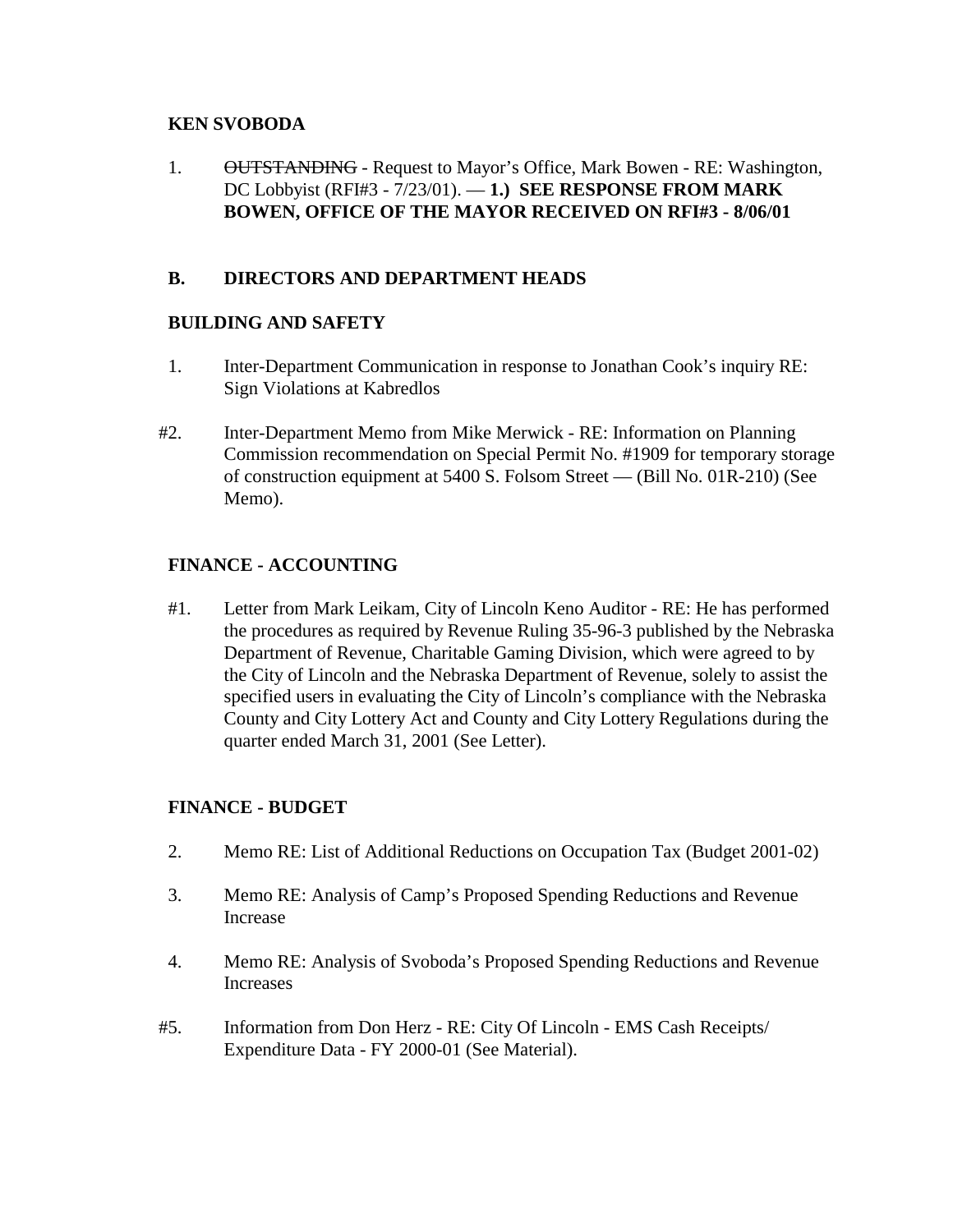**KEN SVOBODA**

1. ~~OUTSTANDING~~ - Request to Mayor's Office, Mark Bowen - RE: Washington, DC Lobbyist (RFI#3 - 7/23/01). — **1.) SEE RESPONSE FROM MARK BOWEN, OFFICE OF THE MAYOR RECEIVED ON RFI#3 - 8/06/01**

**B. DIRECTORS AND DEPARTMENT HEADS**

**BUILDING AND SAFETY**

1. Inter-Department Communication in response to Jonathan Cook's inquiry RE: Sign Violations at Kabredlos

#2. Inter-Department Memo from Mike Merwick - RE: Information on Planning Commission recommendation on Special Permit No. #1909 for temporary storage of construction equipment at 5400 S. Folsom Street — (Bill No. 01R-210) (See Memo).

**FINANCE - ACCOUNTING**

#1. Letter from Mark Leikam, City of Lincoln Keno Auditor - RE: He has performed the procedures as required by Revenue Ruling 35-96-3 published by the Nebraska Department of Revenue, Charitable Gaming Division, which were agreed to by the City of Lincoln and the Nebraska Department of Revenue, solely to assist the specified users in evaluating the City of Lincoln's compliance with the Nebraska County and City Lottery Act and County and City Lottery Regulations during the quarter ended March 31, 2001 (See Letter).

**FINANCE - BUDGET**

2. Memo RE: List of Additional Reductions on Occupation Tax (Budget 2001-02)

3. Memo RE: Analysis of Camp's Proposed Spending Reductions and Revenue Increase

4. Memo RE: Analysis of Svoboda's Proposed Spending Reductions and Revenue Increases

#5. Information from Don Herz - RE: City Of Lincoln - EMS Cash Receipts/ Expenditure Data - FY 2000-01 (See Material).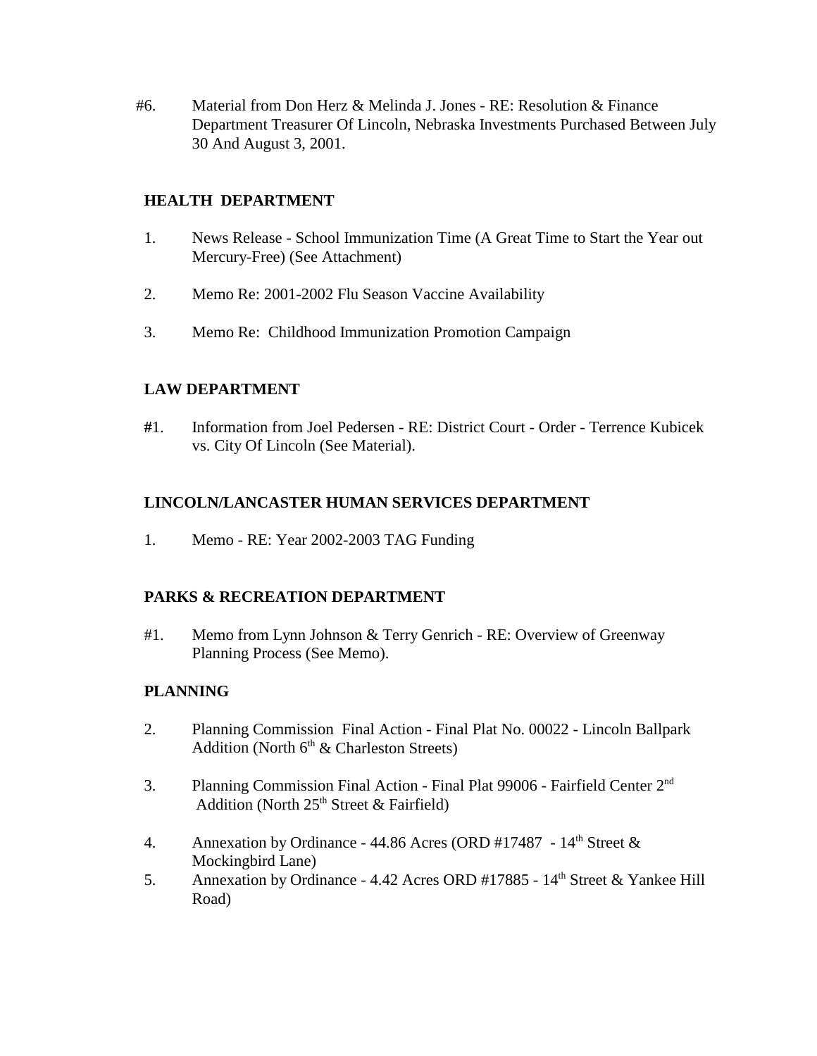#6. Material from Don Herz & Melinda J. Jones - RE: Resolution & Finance Department Treasurer Of Lincoln, Nebraska Investments Purchased Between July 30 And August 3, 2001.

**HEALTH DEPARTMENT**

1. News Release - School Immunization Time (A Great Time to Start the Year out Mercury-Free) (See Attachment)

2. Memo Re: 2001-2002 Flu Season Vaccine Availability

3. Memo Re: Childhood Immunization Promotion Campaign

**LAW DEPARTMENT**

#1. Information from Joel Pedersen - RE: District Court - Order - Terrence Kubicek vs. City Of Lincoln (See Material).

**LINCOLN/LANCASTER HUMAN SERVICES DEPARTMENT**

1. Memo - RE: Year 2002-2003 TAG Funding

**PARKS & RECREATION DEPARTMENT**

#1. Memo from Lynn Johnson & Terry Genrich - RE: Overview of Greenway Planning Process (See Memo).

**PLANNING**

2. Planning Commission Final Action - Final Plat No. 00022 - Lincoln Ballpark Addition (North 6th & Charleston Streets)

3. Planning Commission Final Action - Final Plat 99006 - Fairfield Center 2nd Addition (North 25th Street & Fairfield)

4. Annexation by Ordinance - 44.86 Acres (ORD #17487 - 14th Street & Mockingbird Lane)

5. Annexation by Ordinance - 4.42 Acres ORD #17885 - 14th Street & Yankee Hill Road)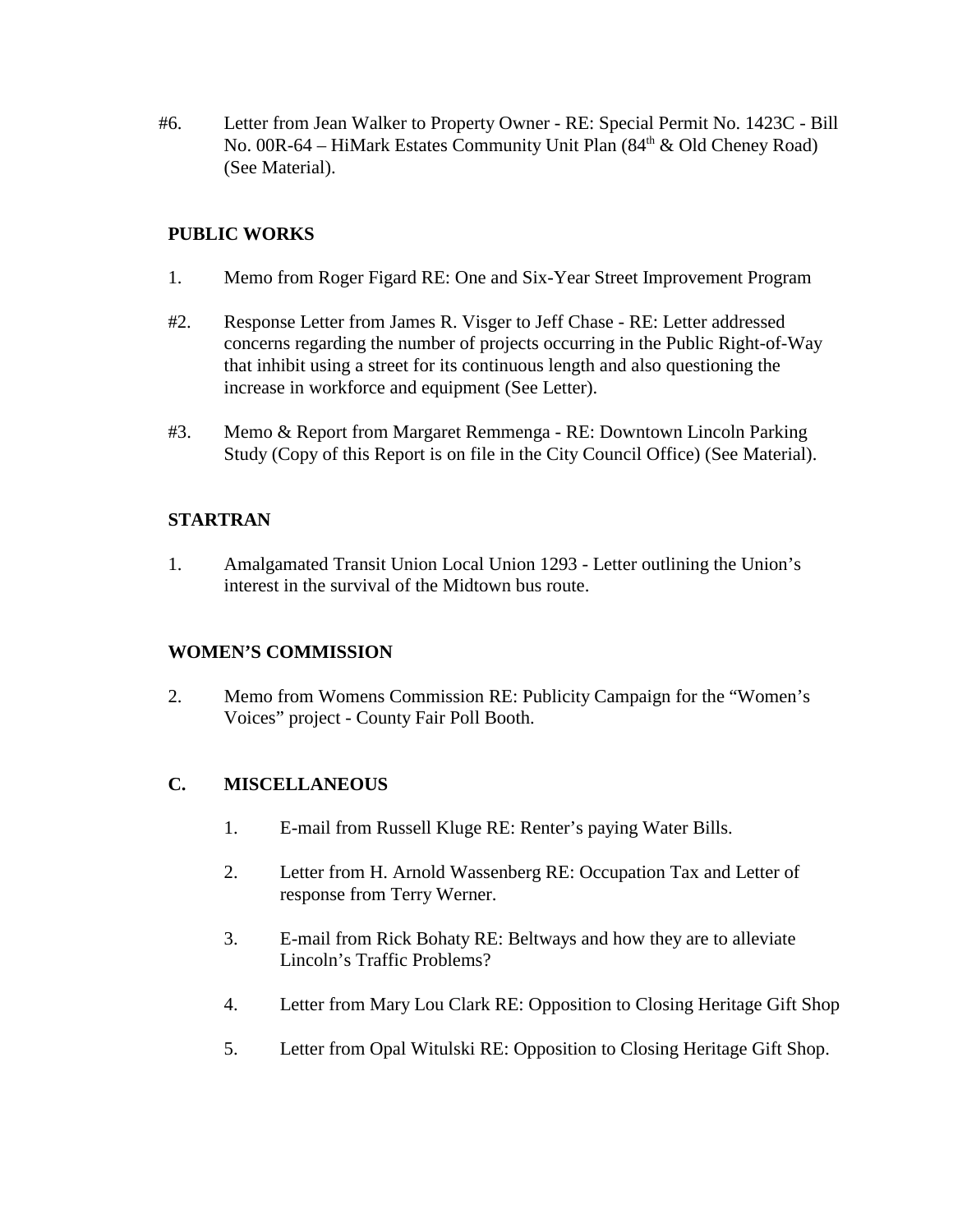#6. Letter from Jean Walker to Property Owner - RE: Special Permit No. 1423C - Bill No. 00R-64 – HiMark Estates Community Unit Plan (84th & Old Cheney Road) (See Material).

**PUBLIC WORKS**

1. Memo from Roger Figard RE: One and Six-Year Street Improvement Program

#2. Response Letter from James R. Visger to Jeff Chase - RE: Letter addressed concerns regarding the number of projects occurring in the Public Right-of-Way that inhibit using a street for its continuous length and also questioning the increase in workforce and equipment (See Letter).

#3. Memo & Report from Margaret Remmenga - RE: Downtown Lincoln Parking Study (Copy of this Report is on file in the City Council Office) (See Material).

**STARTRAN**

1. Amalgamated Transit Union Local Union 1293 - Letter outlining the Union's interest in the survival of the Midtown bus route.

**WOMEN'S COMMISSION**

2. Memo from Womens Commission RE: Publicity Campaign for the "Women's Voices" project - County Fair Poll Booth.

**C. MISCELLANEOUS**

1. E-mail from Russell Kluge RE: Renter's paying Water Bills.

2. Letter from H. Arnold Wassenberg RE: Occupation Tax and Letter of response from Terry Werner.

3. E-mail from Rick Bohaty RE: Beltways and how they are to alleviate Lincoln's Traffic Problems?

4. Letter from Mary Lou Clark RE: Opposition to Closing Heritage Gift Shop

5. Letter from Opal Witulski RE: Opposition to Closing Heritage Gift Shop.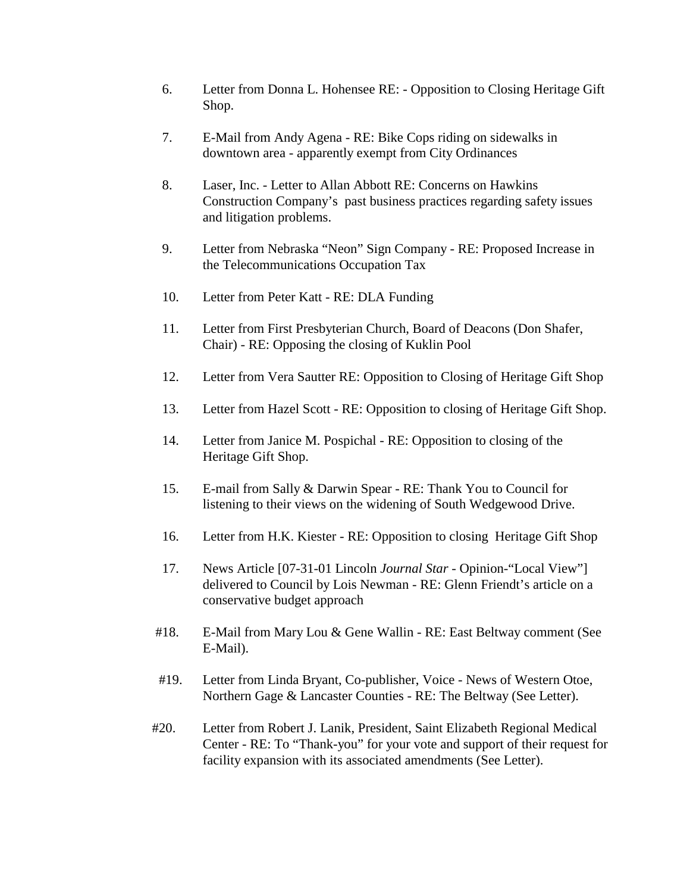6. Letter from Donna L. Hohensee RE: - Opposition to Closing Heritage Gift Shop.

7. E-Mail from Andy Agena - RE: Bike Cops riding on sidewalks in downtown area - apparently exempt from City Ordinances

8. Laser, Inc. - Letter to Allan Abbott RE: Concerns on Hawkins Construction Company's past business practices regarding safety issues and litigation problems.

9. Letter from Nebraska "Neon" Sign Company - RE: Proposed Increase in the Telecommunications Occupation Tax

10. Letter from Peter Katt - RE: DLA Funding

11. Letter from First Presbyterian Church, Board of Deacons (Don Shafer, Chair) - RE: Opposing the closing of Kuklin Pool

12. Letter from Vera Sautter RE: Opposition to Closing of Heritage Gift Shop

13. Letter from Hazel Scott - RE: Opposition to closing of Heritage Gift Shop.

14. Letter from Janice M. Pospichal - RE: Opposition to closing of the Heritage Gift Shop.

15. E-mail from Sally & Darwin Spear - RE: Thank You to Council for listening to their views on the widening of South Wedgewood Drive.

16. Letter from H.K. Kiester - RE: Opposition to closing Heritage Gift Shop

17. News Article [07-31-01 Lincoln *Journal Star* - Opinion-"Local View"] delivered to Council by Lois Newman - RE: Glenn Friendt's article on a conservative budget approach

#18. E-Mail from Mary Lou & Gene Wallin - RE: East Beltway comment (See E-Mail).

#19. Letter from Linda Bryant, Co-publisher, Voice - News of Western Otoe, Northern Gage & Lancaster Counties - RE: The Beltway (See Letter).

#20. Letter from Robert J. Lanik, President, Saint Elizabeth Regional Medical Center - RE: To "Thank-you" for your vote and support of their request for facility expansion with its associated amendments (See Letter).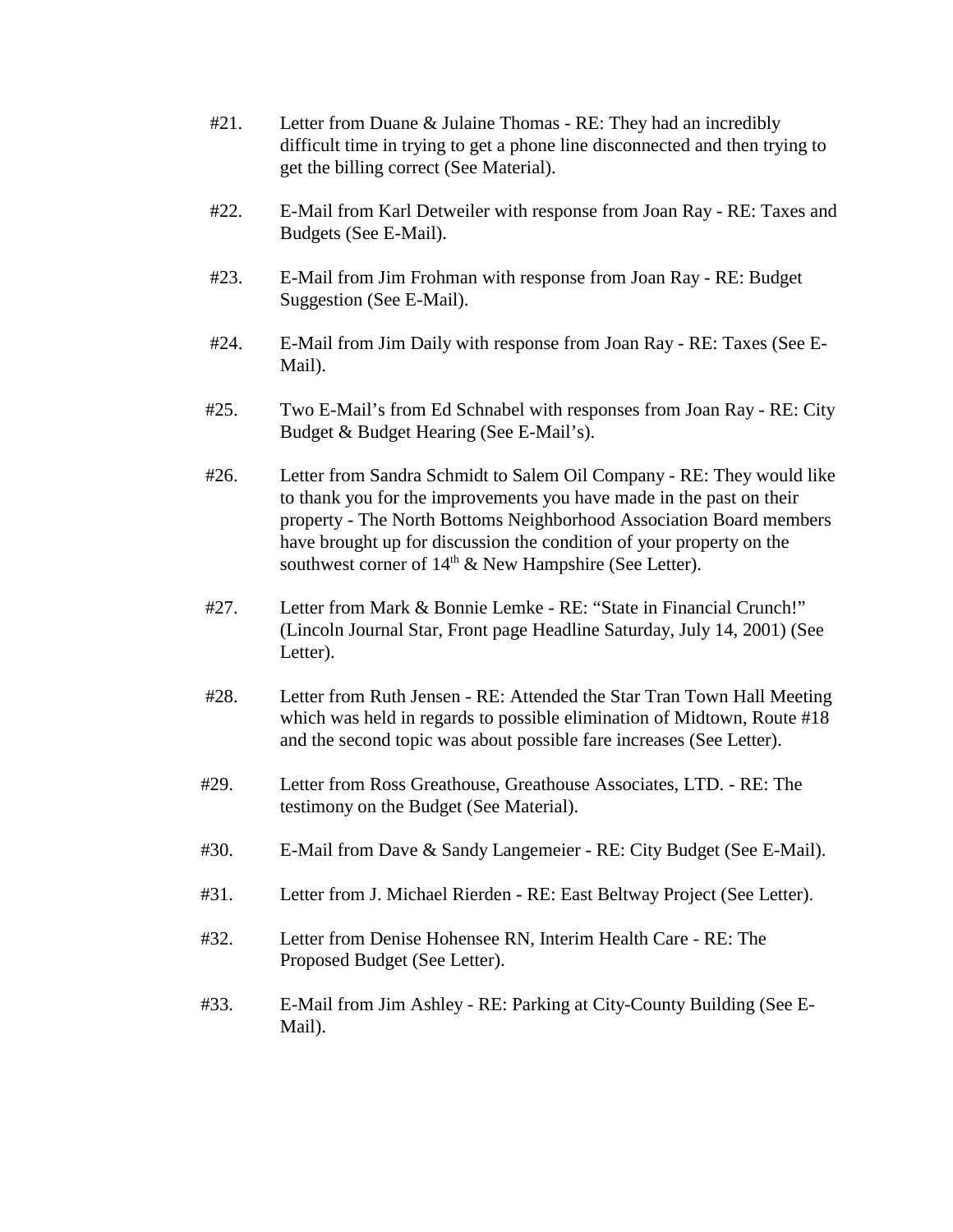#21. Letter from Duane & Julaine Thomas - RE: They had an incredibly difficult time in trying to get a phone line disconnected and then trying to get the billing correct (See Material).

#22. E-Mail from Karl Detweiler with response from Joan Ray - RE: Taxes and Budgets (See E-Mail).

#23. E-Mail from Jim Frohman with response from Joan Ray - RE: Budget Suggestion (See E-Mail).

#24. E-Mail from Jim Daily with response from Joan Ray - RE: Taxes (See E-Mail).

#25. Two E-Mail's from Ed Schnabel with responses from Joan Ray - RE: City Budget & Budget Hearing (See E-Mail's).

#26. Letter from Sandra Schmidt to Salem Oil Company - RE: They would like to thank you for the improvements you have made in the past on their property - The North Bottoms Neighborhood Association Board members have brought up for discussion the condition of your property on the southwest corner of 14th & New Hampshire (See Letter).

#27. Letter from Mark & Bonnie Lemke - RE: "State in Financial Crunch!" (Lincoln Journal Star, Front page Headline Saturday, July 14, 2001) (See Letter).

#28. Letter from Ruth Jensen - RE: Attended the Star Tran Town Hall Meeting which was held in regards to possible elimination of Midtown, Route #18 and the second topic was about possible fare increases (See Letter).

#29. Letter from Ross Greathouse, Greathouse Associates, LTD. - RE: The testimony on the Budget (See Material).

#30. E-Mail from Dave & Sandy Langemeier - RE: City Budget (See E-Mail).

#31. Letter from J. Michael Rierden - RE: East Beltway Project (See Letter).

#32. Letter from Denise Hohensee RN, Interim Health Care - RE: The Proposed Budget (See Letter).

#33. E-Mail from Jim Ashley - RE: Parking at City-County Building (See E-Mail).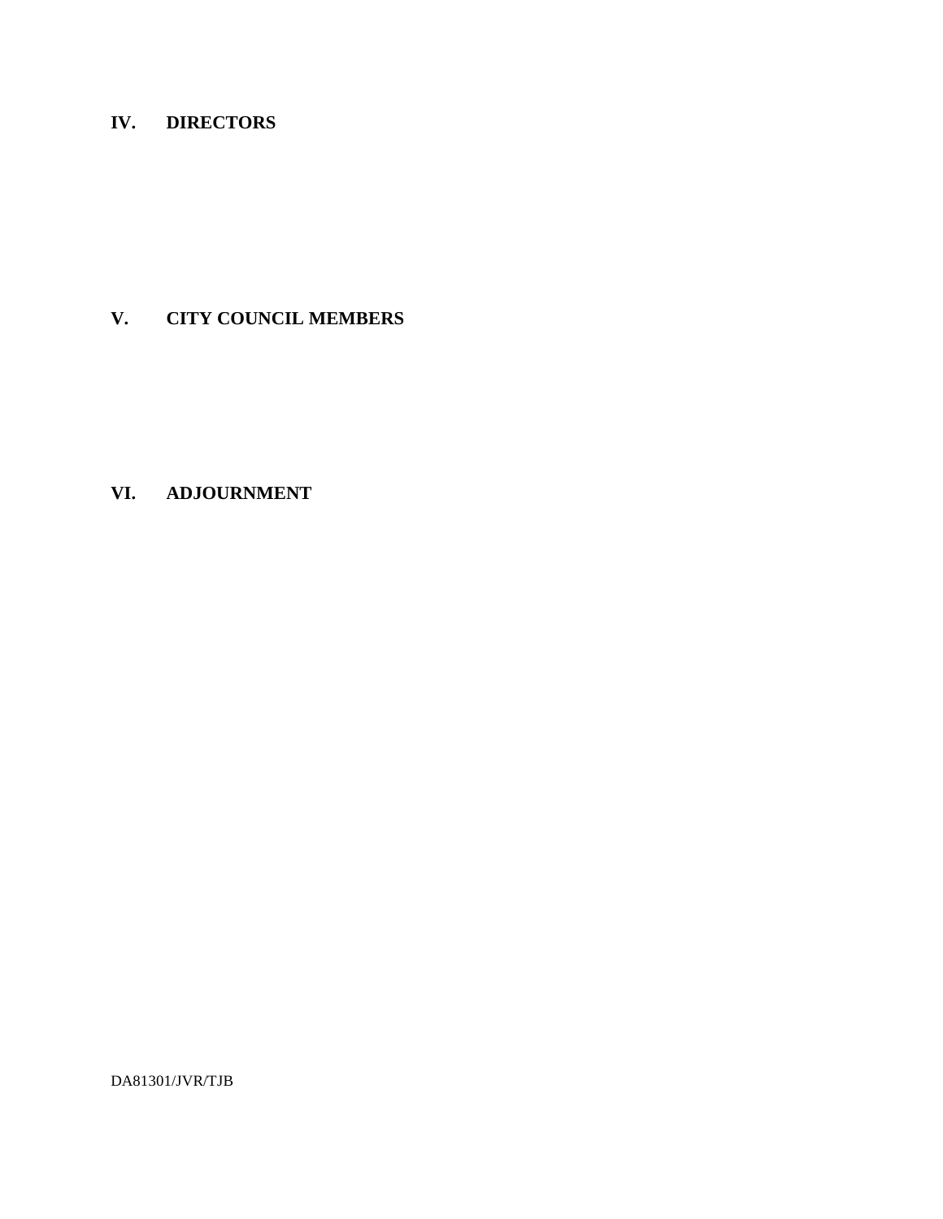## IV. DIRECTORS

## V. CITY COUNCIL MEMBERS

## VI. ADJOURNMENT

DA81301/JVR/TJB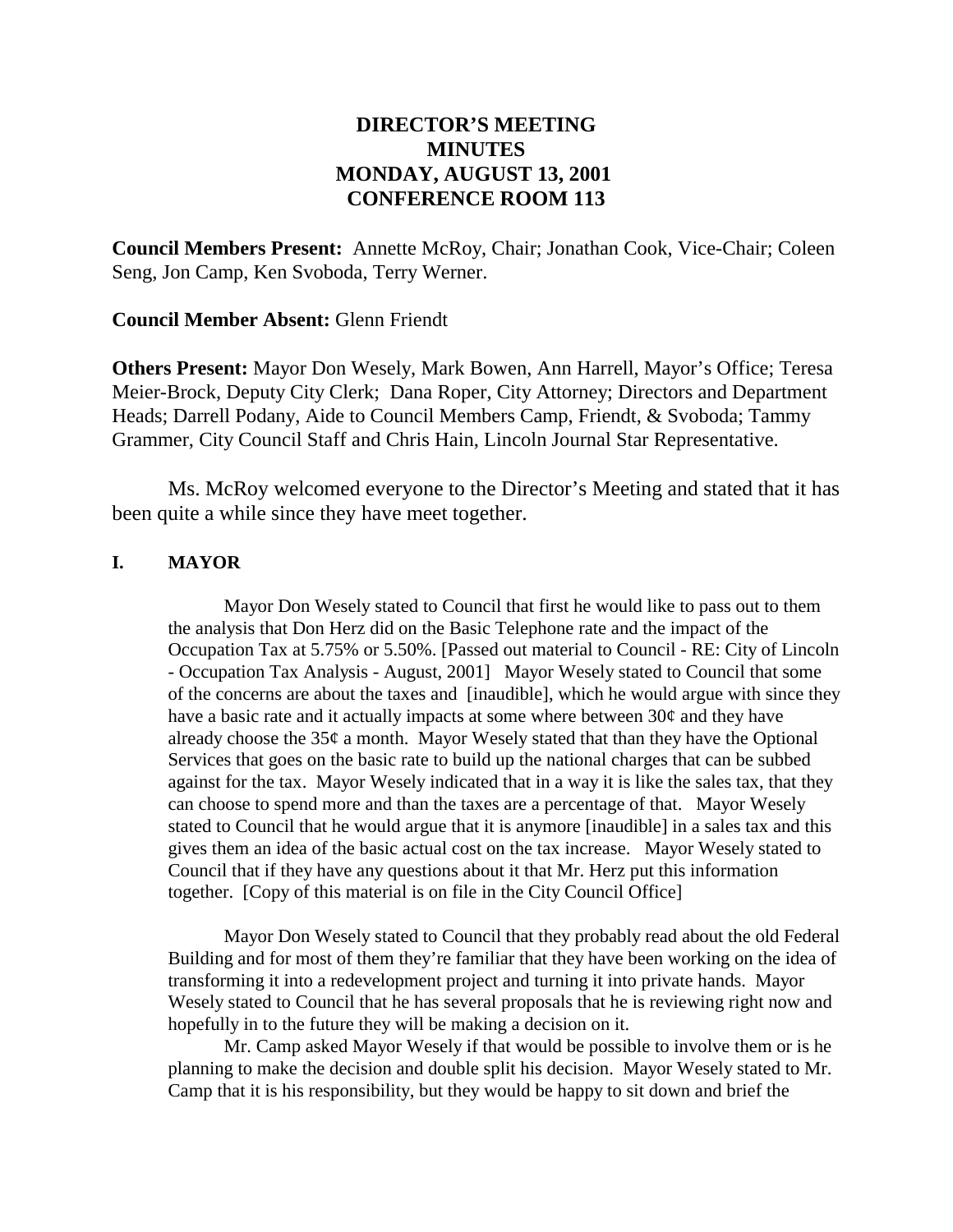# DIRECTOR'S MEETING
# MINUTES
# MONDAY, AUGUST 13, 2001
# CONFERENCE ROOM 113

**Council Members Present:** Annette McRoy, Chair; Jonathan Cook, Vice-Chair; Coleen Seng, Jon Camp, Ken Svoboda, Terry Werner.

**Council Member Absent:** Glenn Friendt

**Others Present:** Mayor Don Wesely, Mark Bowen, Ann Harrell, Mayor's Office; Teresa Meier-Brock, Deputy City Clerk; Dana Roper, City Attorney; Directors and Department Heads; Darrell Podany, Aide to Council Members Camp, Friendt, & Svoboda; Tammy Grammer, City Council Staff and Chris Hain, Lincoln Journal Star Representative.

Ms. McRoy welcomed everyone to the Director's Meeting and stated that it has been quite a while since they have meet together.

## I. MAYOR

Mayor Don Wesely stated to Council that first he would like to pass out to them the analysis that Don Herz did on the Basic Telephone rate and the impact of the Occupation Tax at 5.75% or 5.50%. [Passed out material to Council - RE: City of Lincoln - Occupation Tax Analysis - August, 2001] Mayor Wesely stated to Council that some of the concerns are about the taxes and [inaudible], which he would argue with since they have a basic rate and it actually impacts at some where between 30¢ and they have already choose the 35¢ a month. Mayor Wesely stated that than they have the Optional Services that goes on the basic rate to build up the national charges that can be subbed against for the tax. Mayor Wesely indicated that in a way it is like the sales tax, that they can choose to spend more and than the taxes are a percentage of that. Mayor Wesely stated to Council that he would argue that it is anymore [inaudible] in a sales tax and this gives them an idea of the basic actual cost on the tax increase. Mayor Wesely stated to Council that if they have any questions about it that Mr. Herz put this information together. [Copy of this material is on file in the City Council Office]

Mayor Don Wesely stated to Council that they probably read about the old Federal Building and for most of them they're familiar that they have been working on the idea of transforming it into a redevelopment project and turning it into private hands. Mayor Wesely stated to Council that he has several proposals that he is reviewing right now and hopefully in to the future they will be making a decision on it.

Mr. Camp asked Mayor Wesely if that would be possible to involve them or is he planning to make the decision and double split his decision. Mayor Wesely stated to Mr. Camp that it is his responsibility, but they would be happy to sit down and brief the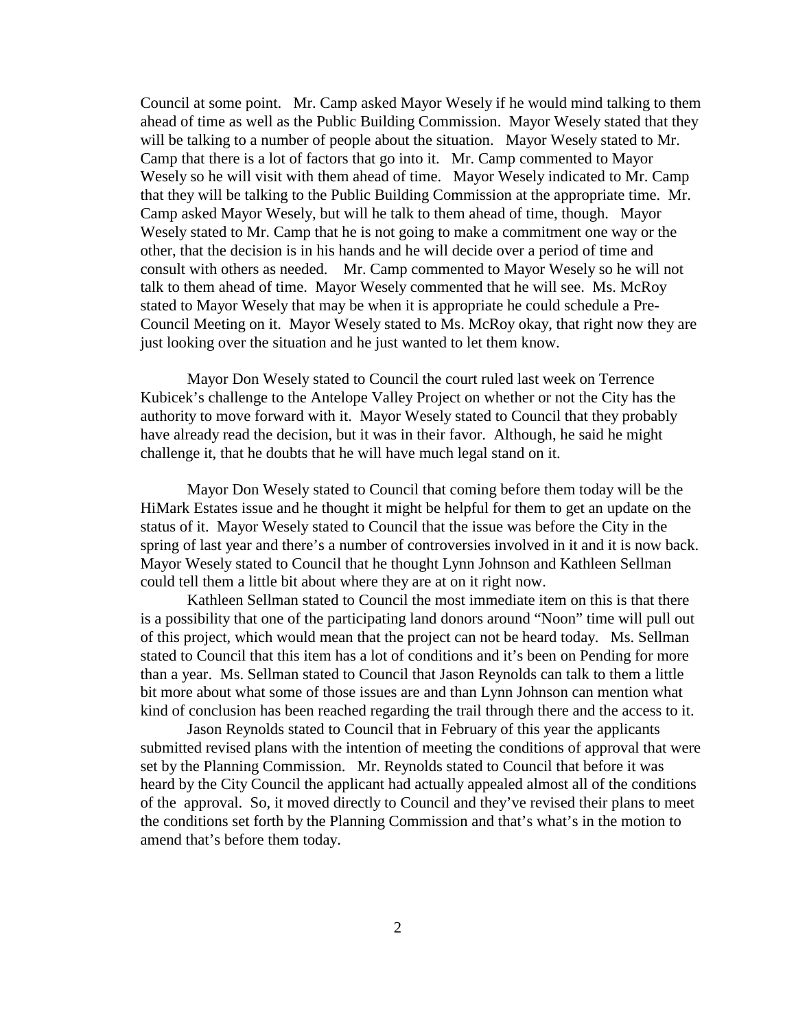Council at some point. Mr. Camp asked Mayor Wesely if he would mind talking to them ahead of time as well as the Public Building Commission. Mayor Wesely stated that they will be talking to a number of people about the situation. Mayor Wesely stated to Mr. Camp that there is a lot of factors that go into it. Mr. Camp commented to Mayor Wesely so he will visit with them ahead of time. Mayor Wesely indicated to Mr. Camp that they will be talking to the Public Building Commission at the appropriate time. Mr. Camp asked Mayor Wesely, but will he talk to them ahead of time, though. Mayor Wesely stated to Mr. Camp that he is not going to make a commitment one way or the other, that the decision is in his hands and he will decide over a period of time and consult with others as needed. Mr. Camp commented to Mayor Wesely so he will not talk to them ahead of time. Mayor Wesely commented that he will see. Ms. McRoy stated to Mayor Wesely that may be when it is appropriate he could schedule a Pre-Council Meeting on it. Mayor Wesely stated to Ms. McRoy okay, that right now they are just looking over the situation and he just wanted to let them know.

Mayor Don Wesely stated to Council the court ruled last week on Terrence Kubicek's challenge to the Antelope Valley Project on whether or not the City has the authority to move forward with it. Mayor Wesely stated to Council that they probably have already read the decision, but it was in their favor. Although, he said he might challenge it, that he doubts that he will have much legal stand on it.

Mayor Don Wesely stated to Council that coming before them today will be the HiMark Estates issue and he thought it might be helpful for them to get an update on the status of it. Mayor Wesely stated to Council that the issue was before the City in the spring of last year and there's a number of controversies involved in it and it is now back. Mayor Wesely stated to Council that he thought Lynn Johnson and Kathleen Sellman could tell them a little bit about where they are at on it right now.

Kathleen Sellman stated to Council the most immediate item on this is that there is a possibility that one of the participating land donors around "Noon" time will pull out of this project, which would mean that the project can not be heard today. Ms. Sellman stated to Council that this item has a lot of conditions and it's been on Pending for more than a year. Ms. Sellman stated to Council that Jason Reynolds can talk to them a little bit more about what some of those issues are and than Lynn Johnson can mention what kind of conclusion has been reached regarding the trail through there and the access to it.

Jason Reynolds stated to Council that in February of this year the applicants submitted revised plans with the intention of meeting the conditions of approval that were set by the Planning Commission. Mr. Reynolds stated to Council that before it was heard by the City Council the applicant had actually appealed almost all of the conditions of the approval. So, it moved directly to Council and they've revised their plans to meet the conditions set forth by the Planning Commission and that's what's in the motion to amend that's before them today.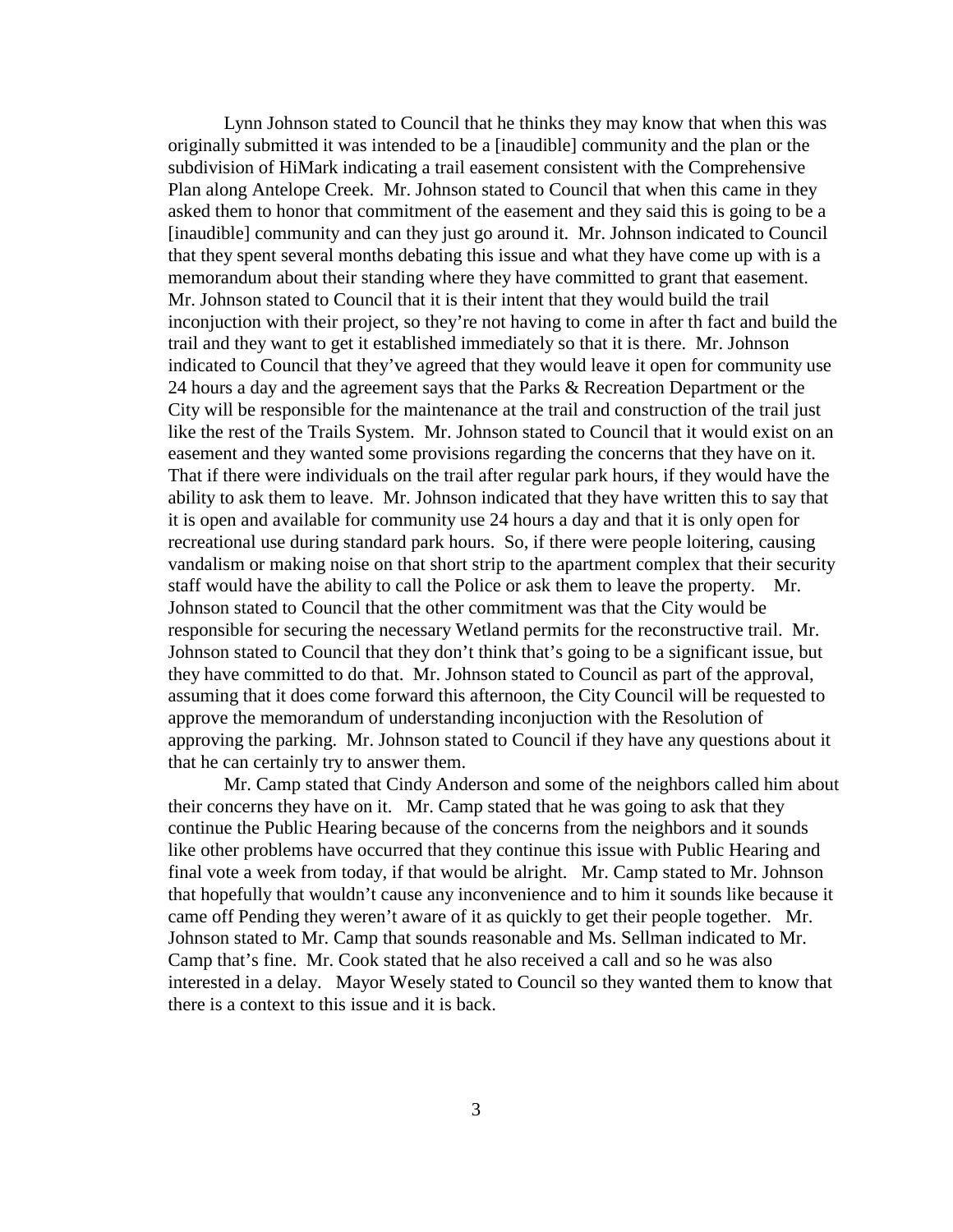Lynn Johnson stated to Council that he thinks they may know that when this was originally submitted it was intended to be a [inaudible] community and the plan or the subdivision of HiMark indicating a trail easement consistent with the Comprehensive Plan along Antelope Creek. Mr. Johnson stated to Council that when this came in they asked them to honor that commitment of the easement and they said this is going to be a [inaudible] community and can they just go around it. Mr. Johnson indicated to Council that they spent several months debating this issue and what they have come up with is a memorandum about their standing where they have committed to grant that easement. Mr. Johnson stated to Council that it is their intent that they would build the trail inconjuction with their project, so they're not having to come in after th fact and build the trail and they want to get it established immediately so that it is there. Mr. Johnson indicated to Council that they've agreed that they would leave it open for community use 24 hours a day and the agreement says that the Parks & Recreation Department or the City will be responsible for the maintenance at the trail and construction of the trail just like the rest of the Trails System. Mr. Johnson stated to Council that it would exist on an easement and they wanted some provisions regarding the concerns that they have on it. That if there were individuals on the trail after regular park hours, if they would have the ability to ask them to leave. Mr. Johnson indicated that they have written this to say that it is open and available for community use 24 hours a day and that it is only open for recreational use during standard park hours. So, if there were people loitering, causing vandalism or making noise on that short strip to the apartment complex that their security staff would have the ability to call the Police or ask them to leave the property. Mr. Johnson stated to Council that the other commitment was that the City would be responsible for securing the necessary Wetland permits for the reconstructive trail. Mr. Johnson stated to Council that they don't think that's going to be a significant issue, but they have committed to do that. Mr. Johnson stated to Council as part of the approval, assuming that it does come forward this afternoon, the City Council will be requested to approve the memorandum of understanding inconjuction with the Resolution of approving the parking. Mr. Johnson stated to Council if they have any questions about it that he can certainly try to answer them.

Mr. Camp stated that Cindy Anderson and some of the neighbors called him about their concerns they have on it. Mr. Camp stated that he was going to ask that they continue the Public Hearing because of the concerns from the neighbors and it sounds like other problems have occurred that they continue this issue with Public Hearing and final vote a week from today, if that would be alright. Mr. Camp stated to Mr. Johnson that hopefully that wouldn't cause any inconvenience and to him it sounds like because it came off Pending they weren't aware of it as quickly to get their people together. Mr. Johnson stated to Mr. Camp that sounds reasonable and Ms. Sellman indicated to Mr. Camp that's fine. Mr. Cook stated that he also received a call and so he was also interested in a delay. Mayor Wesely stated to Council so they wanted them to know that there is a context to this issue and it is back.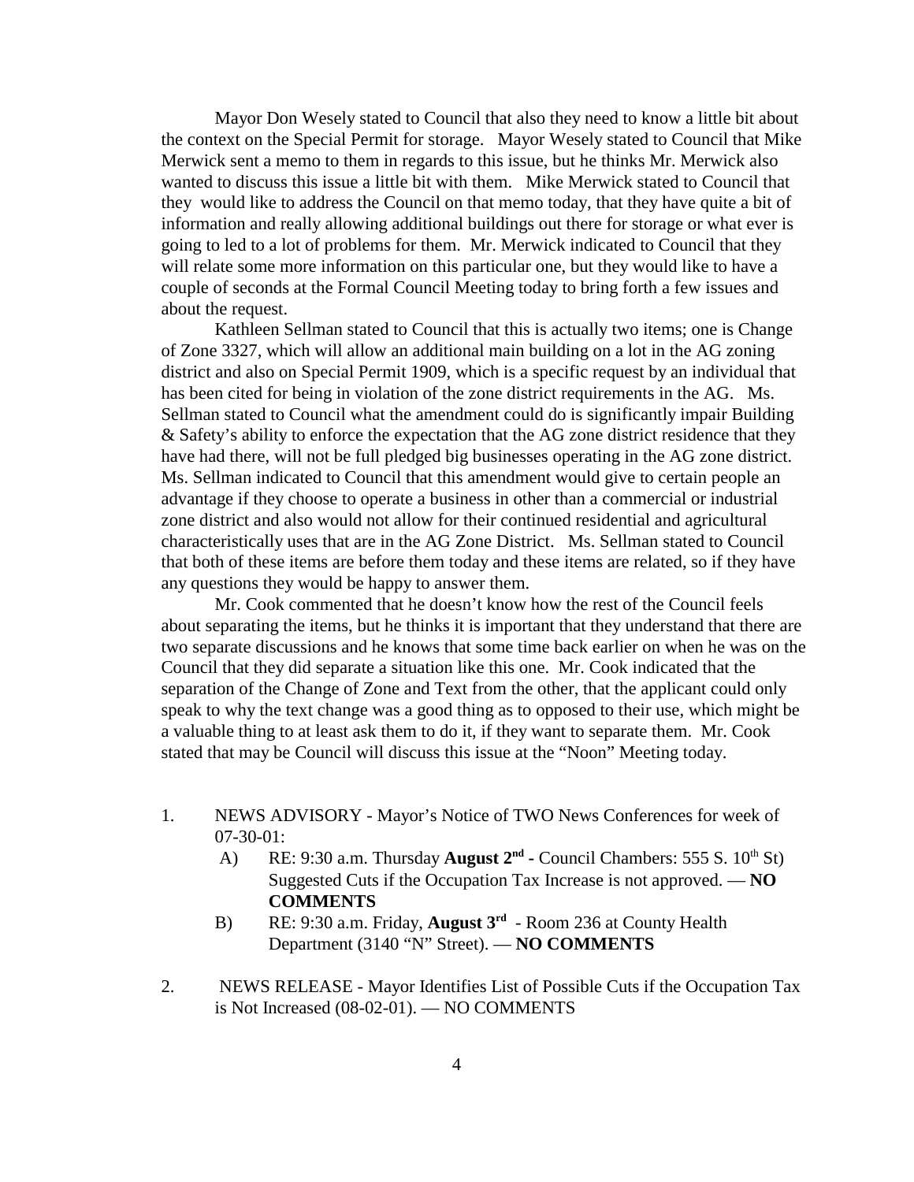Mayor Don Wesely stated to Council that also they need to know a little bit about the context on the Special Permit for storage. Mayor Wesely stated to Council that Mike Merwick sent a memo to them in regards to this issue, but he thinks Mr. Merwick also wanted to discuss this issue a little bit with them. Mike Merwick stated to Council that they would like to address the Council on that memo today, that they have quite a bit of information and really allowing additional buildings out there for storage or what ever is going to led to a lot of problems for them. Mr. Merwick indicated to Council that they will relate some more information on this particular one, but they would like to have a couple of seconds at the Formal Council Meeting today to bring forth a few issues and about the request.

Kathleen Sellman stated to Council that this is actually two items; one is Change of Zone 3327, which will allow an additional main building on a lot in the AG zoning district and also on Special Permit 1909, which is a specific request by an individual that has been cited for being in violation of the zone district requirements in the AG. Ms. Sellman stated to Council what the amendment could do is significantly impair Building & Safety's ability to enforce the expectation that the AG zone district residence that they have had there, will not be full pledged big businesses operating in the AG zone district. Ms. Sellman indicated to Council that this amendment would give to certain people an advantage if they choose to operate a business in other than a commercial or industrial zone district and also would not allow for their continued residential and agricultural characteristically uses that are in the AG Zone District. Ms. Sellman stated to Council that both of these items are before them today and these items are related, so if they have any questions they would be happy to answer them.

Mr. Cook commented that he doesn't know how the rest of the Council feels about separating the items, but he thinks it is important that they understand that there are two separate discussions and he knows that some time back earlier on when he was on the Council that they did separate a situation like this one. Mr. Cook indicated that the separation of the Change of Zone and Text from the other, that the applicant could only speak to why the text change was a good thing as to opposed to their use, which might be a valuable thing to at least ask them to do it, if they want to separate them. Mr. Cook stated that may be Council will discuss this issue at the "Noon" Meeting today.

1. NEWS ADVISORY - Mayor's Notice of TWO News Conferences for week of 07-30-01:
   - A) RE: 9:30 a.m. Thursday **August 2nd** - Council Chambers: 555 S. 10th St) Suggested Cuts if the Occupation Tax Increase is not approved. — **NO COMMENTS**
   - B) RE: 9:30 a.m. Friday, **August 3rd** - Room 236 at County Health Department (3140 "N" Street). — **NO COMMENTS**

2. NEWS RELEASE - Mayor Identifies List of Possible Cuts if the Occupation Tax is Not Increased (08-02-01). — NO COMMENTS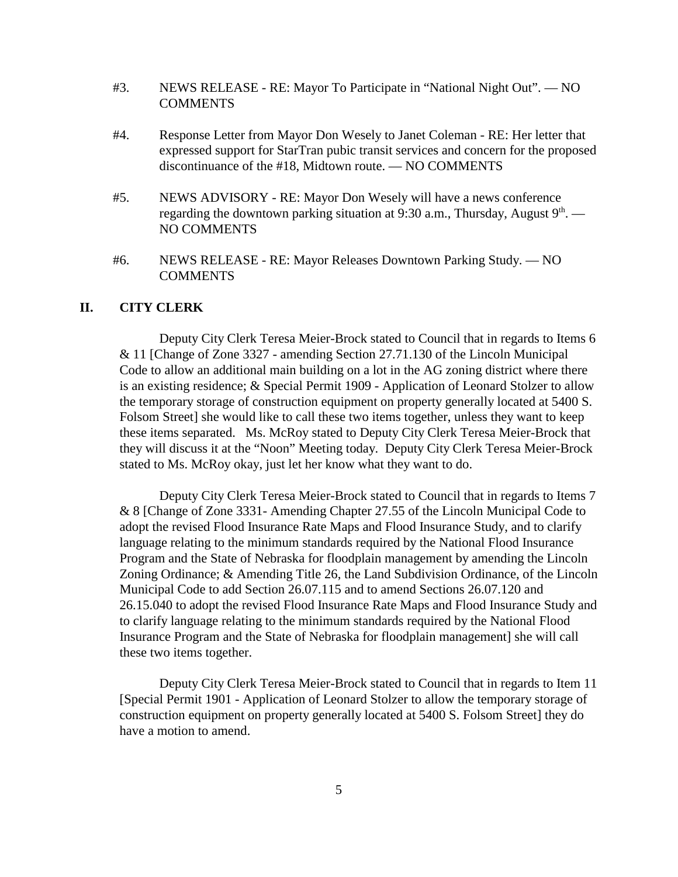#3. NEWS RELEASE - RE: Mayor To Participate in "National Night Out". — NO COMMENTS

#4. Response Letter from Mayor Don Wesely to Janet Coleman - RE: Her letter that expressed support for StarTran pubic transit services and concern for the proposed discontinuance of the #18, Midtown route. — NO COMMENTS

#5. NEWS ADVISORY - RE: Mayor Don Wesely will have a news conference regarding the downtown parking situation at 9:30 a.m., Thursday, August 9th. — NO COMMENTS

#6. NEWS RELEASE - RE: Mayor Releases Downtown Parking Study. — NO COMMENTS

## II. CITY CLERK

Deputy City Clerk Teresa Meier-Brock stated to Council that in regards to Items 6 & 11 [Change of Zone 3327 - amending Section 27.71.130 of the Lincoln Municipal Code to allow an additional main building on a lot in the AG zoning district where there is an existing residence; & Special Permit 1909 - Application of Leonard Stolzer to allow the temporary storage of construction equipment on property generally located at 5400 S. Folsom Street] she would like to call these two items together, unless they want to keep these items separated. Ms. McRoy stated to Deputy City Clerk Teresa Meier-Brock that they will discuss it at the "Noon" Meeting today. Deputy City Clerk Teresa Meier-Brock stated to Ms. McRoy okay, just let her know what they want to do.

Deputy City Clerk Teresa Meier-Brock stated to Council that in regards to Items 7 & 8 [Change of Zone 3331- Amending Chapter 27.55 of the Lincoln Municipal Code to adopt the revised Flood Insurance Rate Maps and Flood Insurance Study, and to clarify language relating to the minimum standards required by the National Flood Insurance Program and the State of Nebraska for floodplain management by amending the Lincoln Zoning Ordinance; & Amending Title 26, the Land Subdivision Ordinance, of the Lincoln Municipal Code to add Section 26.07.115 and to amend Sections 26.07.120 and 26.15.040 to adopt the revised Flood Insurance Rate Maps and Flood Insurance Study and to clarify language relating to the minimum standards required by the National Flood Insurance Program and the State of Nebraska for floodplain management] she will call these two items together.

Deputy City Clerk Teresa Meier-Brock stated to Council that in regards to Item 11 [Special Permit 1901 - Application of Leonard Stolzer to allow the temporary storage of construction equipment on property generally located at 5400 S. Folsom Street] they do have a motion to amend.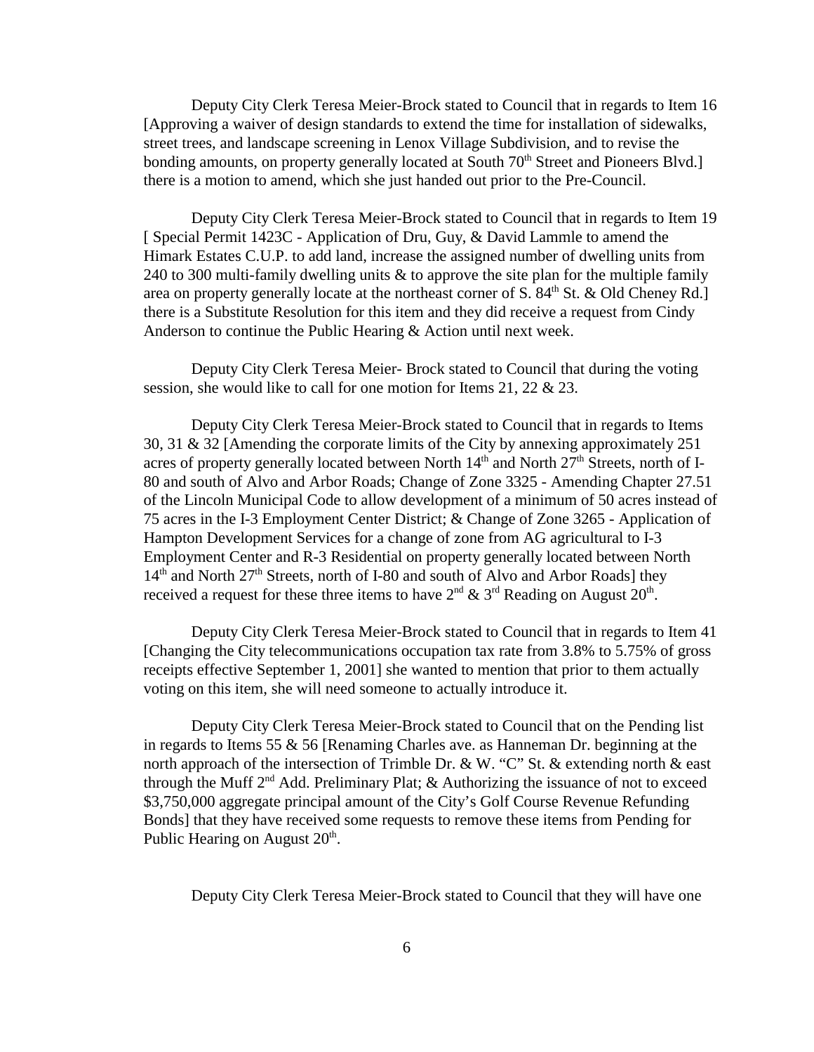Deputy City Clerk Teresa Meier-Brock stated to Council that in regards to Item 16 [Approving a waiver of design standards to extend the time for installation of sidewalks, street trees, and landscape screening in Lenox Village Subdivision, and to revise the bonding amounts, on property generally located at South 70th Street and Pioneers Blvd.] there is a motion to amend, which she just handed out prior to the Pre-Council.

Deputy City Clerk Teresa Meier-Brock stated to Council that in regards to Item 19 [ Special Permit 1423C - Application of Dru, Guy, & David Lammle to amend the Himark Estates C.U.P. to add land, increase the assigned number of dwelling units from 240 to 300 multi-family dwelling units & to approve the site plan for the multiple family area on property generally locate at the northeast corner of S. 84th St. & Old Cheney Rd.] there is a Substitute Resolution for this item and they did receive a request from Cindy Anderson to continue the Public Hearing & Action until next week.

Deputy City Clerk Teresa Meier- Brock stated to Council that during the voting session, she would like to call for one motion for Items 21, 22 & 23.

Deputy City Clerk Teresa Meier-Brock stated to Council that in regards to Items 30, 31 & 32 [Amending the corporate limits of the City by annexing approximately 251 acres of property generally located between North 14th and North 27th Streets, north of I-80 and south of Alvo and Arbor Roads; Change of Zone 3325 - Amending Chapter 27.51 of the Lincoln Municipal Code to allow development of a minimum of 50 acres instead of 75 acres in the I-3 Employment Center District; & Change of Zone 3265 - Application of Hampton Development Services for a change of zone from AG agricultural to I-3 Employment Center and R-3 Residential on property generally located between North 14th and North 27th Streets, north of I-80 and south of Alvo and Arbor Roads] they received a request for these three items to have 2nd & 3rd Reading on August 20th.

Deputy City Clerk Teresa Meier-Brock stated to Council that in regards to Item 41 [Changing the City telecommunications occupation tax rate from 3.8% to 5.75% of gross receipts effective September 1, 2001] she wanted to mention that prior to them actually voting on this item, she will need someone to actually introduce it.

Deputy City Clerk Teresa Meier-Brock stated to Council that on the Pending list in regards to Items 55 & 56 [Renaming Charles ave. as Hanneman Dr. beginning at the north approach of the intersection of Trimble Dr. & W. "C" St. & extending north & east through the Muff 2nd Add. Preliminary Plat; & Authorizing the issuance of not to exceed $3,750,000 aggregate principal amount of the City's Golf Course Revenue Refunding Bonds] that they have received some requests to remove these items from Pending for Public Hearing on August 20th.

Deputy City Clerk Teresa Meier-Brock stated to Council that they will have one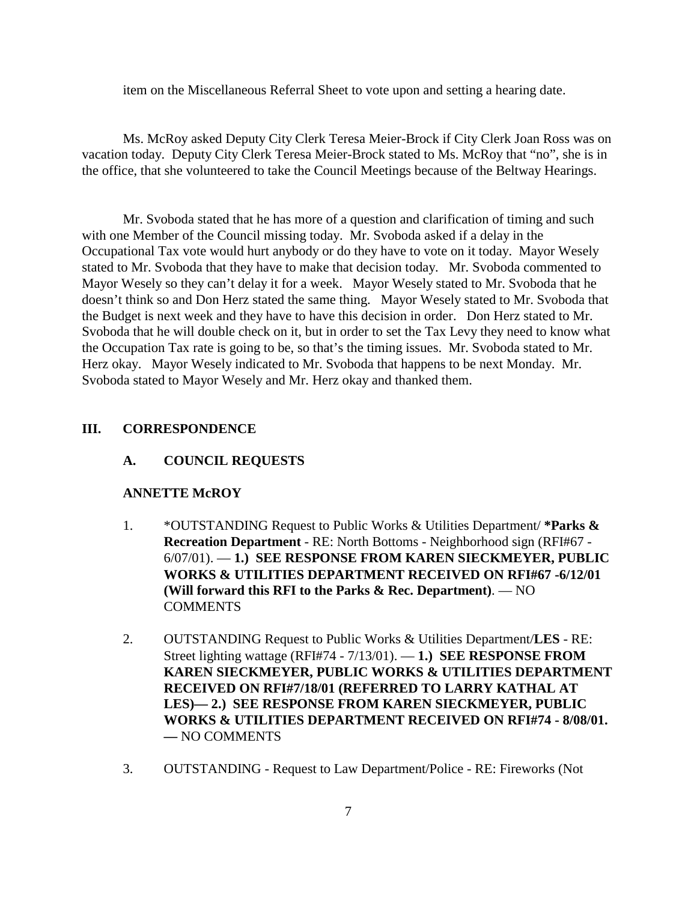item on the Miscellaneous Referral Sheet to vote upon and setting a hearing date.

Ms. McRoy asked Deputy City Clerk Teresa Meier-Brock if City Clerk Joan Ross was on vacation today. Deputy City Clerk Teresa Meier-Brock stated to Ms. McRoy that "no", she is in the office, that she volunteered to take the Council Meetings because of the Beltway Hearings.

Mr. Svoboda stated that he has more of a question and clarification of timing and such with one Member of the Council missing today. Mr. Svoboda asked if a delay in the Occupational Tax vote would hurt anybody or do they have to vote on it today. Mayor Wesely stated to Mr. Svoboda that they have to make that decision today. Mr. Svoboda commented to Mayor Wesely so they can't delay it for a week. Mayor Wesely stated to Mr. Svoboda that he doesn't think so and Don Herz stated the same thing. Mayor Wesely stated to Mr. Svoboda that the Budget is next week and they have to have this decision in order. Don Herz stated to Mr. Svoboda that he will double check on it, but in order to set the Tax Levy they need to know what the Occupation Tax rate is going to be, so that's the timing issues. Mr. Svoboda stated to Mr. Herz okay. Mayor Wesely indicated to Mr. Svoboda that happens to be next Monday. Mr. Svoboda stated to Mayor Wesely and Mr. Herz okay and thanked them.

## III. CORRESPONDENCE

### A. COUNCIL REQUESTS

**ANNETTE McROY**

1. *OUTSTANDING Request to Public Works & Utilities Department/ ***Parks & Recreation Department** - RE: North Bottoms - Neighborhood sign (RFI#67 - 6/07/01). — **1.) SEE RESPONSE FROM KAREN SIECKMEYER, PUBLIC WORKS & UTILITIES DEPARTMENT RECEIVED ON RFI#67 -6/12/01 (Will forward this RFI to the Parks & Rec. Department)**. — NO COMMENTS

2. OUTSTANDING Request to Public Works & Utilities Department/**LES** - RE: Street lighting wattage (RFI#74 - 7/13/01). — **1.) SEE RESPONSE FROM KAREN SIECKMEYER, PUBLIC WORKS & UTILITIES DEPARTMENT RECEIVED ON RFI#7/18/01 (REFERRED TO LARRY KATHAL AT LES)— 2.) SEE RESPONSE FROM KAREN SIECKMEYER, PUBLIC WORKS & UTILITIES DEPARTMENT RECEIVED ON RFI#74 - 8/08/01. —** NO COMMENTS

3. OUTSTANDING - Request to Law Department/Police - RE: Fireworks (Not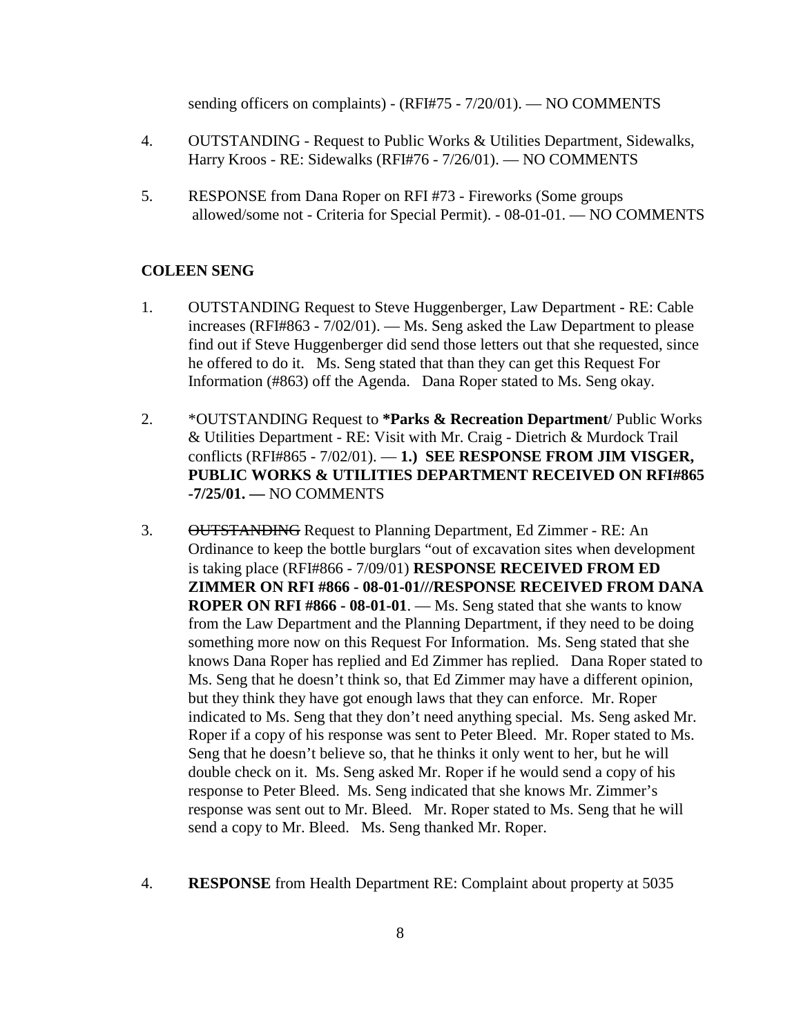sending officers on complaints) - (RFI#75 - 7/20/01). — NO COMMENTS

4. OUTSTANDING - Request to Public Works & Utilities Department, Sidewalks, Harry Kroos - RE: Sidewalks (RFI#76 - 7/26/01). — NO COMMENTS

5. RESPONSE from Dana Roper on RFI #73 - Fireworks (Some groups allowed/some not - Criteria for Special Permit). - 08-01-01. — NO COMMENTS

**COLEEN SENG**

1. OUTSTANDING Request to Steve Huggenberger, Law Department - RE: Cable increases (RFI#863 - 7/02/01). — Ms. Seng asked the Law Department to please find out if Steve Huggenberger did send those letters out that she requested, since he offered to do it. Ms. Seng stated that than they can get this Request For Information (#863) off the Agenda. Dana Roper stated to Ms. Seng okay.

2. *OUTSTANDING Request to ***Parks & Recreation Department***/ Public Works & Utilities Department - RE: Visit with Mr. Craig - Dietrich & Murdock Trail conflicts (RFI#865 - 7/02/01). — **1.) SEE RESPONSE FROM JIM VISGER, PUBLIC WORKS & UTILITIES DEPARTMENT RECEIVED ON RFI#865 -7/25/01. —** NO COMMENTS

3. ~~OUTSTANDING~~ Request to Planning Department, Ed Zimmer - RE: An Ordinance to keep the bottle burglars "out of excavation sites when development is taking place (RFI#866 - 7/09/01) **RESPONSE RECEIVED FROM ED ZIMMER ON RFI #866 - 08-01-01///RESPONSE RECEIVED FROM DANA ROPER ON RFI #866 - 08-01-01**. — Ms. Seng stated that she wants to know from the Law Department and the Planning Department, if they need to be doing something more now on this Request For Information. Ms. Seng stated that she knows Dana Roper has replied and Ed Zimmer has replied. Dana Roper stated to Ms. Seng that he doesn't think so, that Ed Zimmer may have a different opinion, but they think they have got enough laws that they can enforce. Mr. Roper indicated to Ms. Seng that they don't need anything special. Ms. Seng asked Mr. Roper if a copy of his response was sent to Peter Bleed. Mr. Roper stated to Ms. Seng that he doesn't believe so, that he thinks it only went to her, but he will double check on it. Ms. Seng asked Mr. Roper if he would send a copy of his response to Peter Bleed. Ms. Seng indicated that she knows Mr. Zimmer's response was sent out to Mr. Bleed. Mr. Roper stated to Ms. Seng that he will send a copy to Mr. Bleed. Ms. Seng thanked Mr. Roper.

4. **RESPONSE** from Health Department RE: Complaint about property at 5035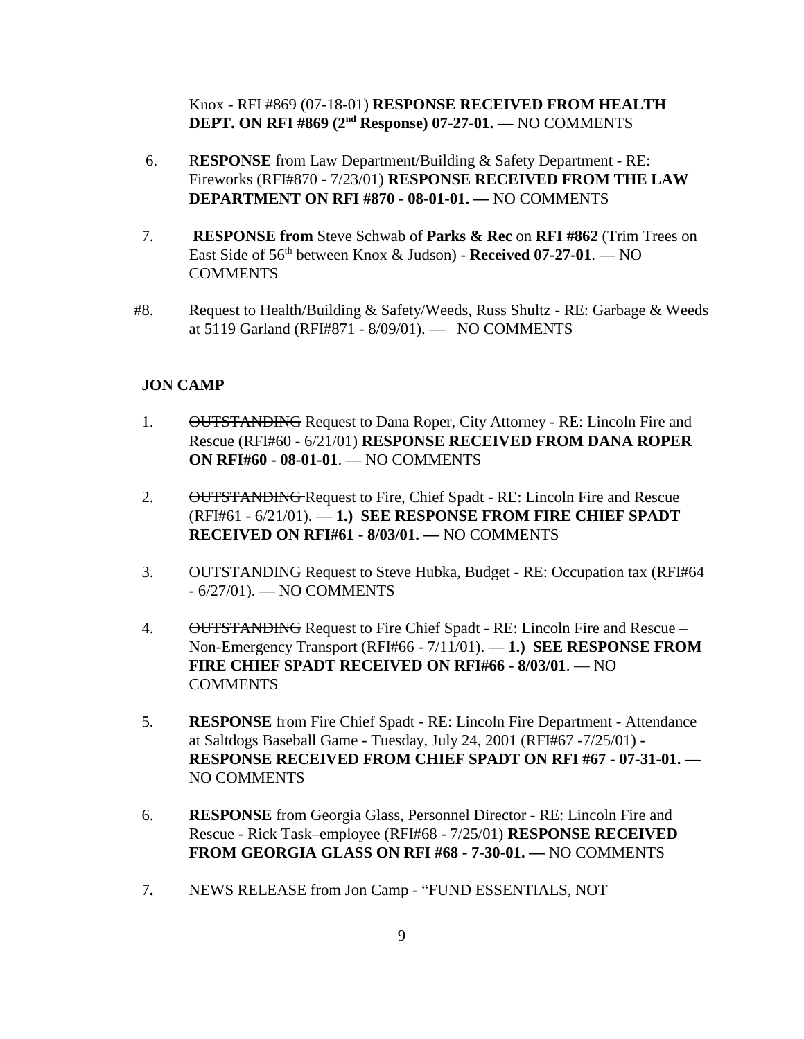Knox - RFI #869 (07-18-01) **RESPONSE RECEIVED FROM HEALTH DEPT. ON RFI #869 (2nd Response) 07-27-01. —** NO COMMENTS

6. R**ESPONSE** from Law Department/Building & Safety Department - RE: Fireworks (RFI#870 - 7/23/01) **RESPONSE RECEIVED FROM THE LAW DEPARTMENT ON RFI #870 - 08-01-01. —** NO COMMENTS

7. **RESPONSE from** Steve Schwab of **Parks & Rec** on **RFI #862** (Trim Trees on East Side of 56th between Knox & Judson) - **Received 07-27-01**. — NO COMMENTS

#8. Request to Health/Building & Safety/Weeds, Russ Shultz - RE: Garbage & Weeds at 5119 Garland (RFI#871 - 8/09/01). — NO COMMENTS

**JON CAMP**

1. ~~OUTSTANDING~~ Request to Dana Roper, City Attorney - RE: Lincoln Fire and Rescue (RFI#60 - 6/21/01) **RESPONSE RECEIVED FROM DANA ROPER ON RFI#60 - 08-01-01**. — NO COMMENTS

2. ~~OUTSTANDING~~ Request to Fire, Chief Spadt - RE: Lincoln Fire and Rescue (RFI#61 - 6/21/01). — **1.) SEE RESPONSE FROM FIRE CHIEF SPADT RECEIVED ON RFI#61 - 8/03/01. —** NO COMMENTS

3. OUTSTANDING Request to Steve Hubka, Budget - RE: Occupation tax (RFI#64 - 6/27/01). — NO COMMENTS

4. ~~OUTSTANDING~~ Request to Fire Chief Spadt - RE: Lincoln Fire and Rescue – Non-Emergency Transport (RFI#66 - 7/11/01). — **1.) SEE RESPONSE FROM FIRE CHIEF SPADT RECEIVED ON RFI#66 - 8/03/01**. — NO COMMENTS

5. **RESPONSE** from Fire Chief Spadt - RE: Lincoln Fire Department - Attendance at Saltdogs Baseball Game - Tuesday, July 24, 2001 (RFI#67 -7/25/01) - **RESPONSE RECEIVED FROM CHIEF SPADT ON RFI #67 - 07-31-01. —** NO COMMENTS

6. **RESPONSE** from Georgia Glass, Personnel Director - RE: Lincoln Fire and Rescue - Rick Task–employee (RFI#68 - 7/25/01) **RESPONSE RECEIVED FROM GEORGIA GLASS ON RFI #68 - 7-30-01. —** NO COMMENTS

7. NEWS RELEASE from Jon Camp - "FUND ESSENTIALS, NOT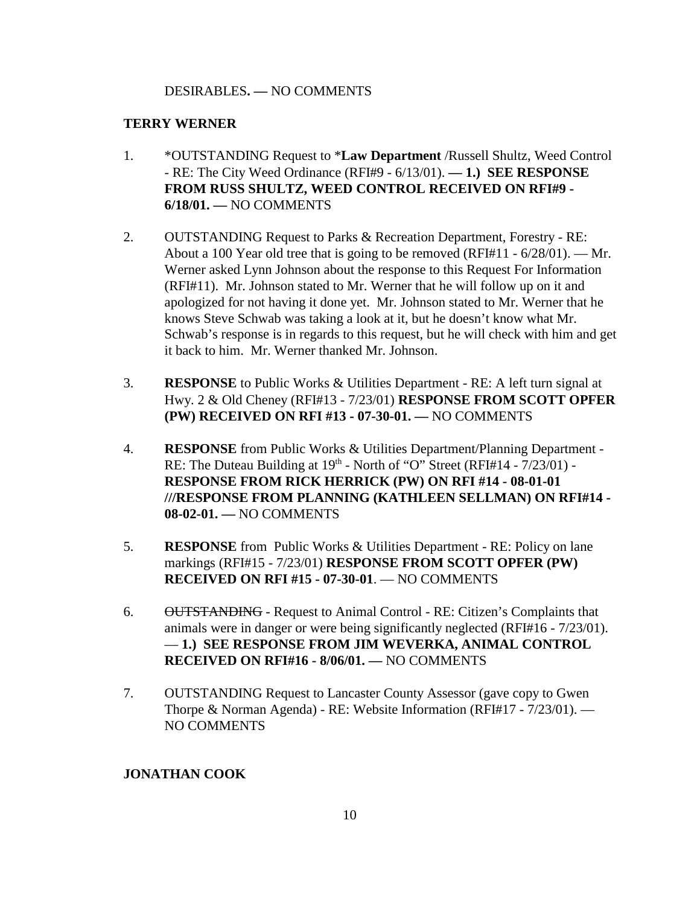DESIRABLES**. —** NO COMMENTS

**TERRY WERNER**

1. *OUTSTANDING Request to ***Law Department** /Russell Shultz, Weed Control - RE: The City Weed Ordinance (RFI#9 - 6/13/01). **— 1.) SEE RESPONSE FROM RUSS SHULTZ, WEED CONTROL RECEIVED ON RFI#9 - 6/18/01. —** NO COMMENTS

2. OUTSTANDING Request to Parks & Recreation Department, Forestry - RE: About a 100 Year old tree that is going to be removed (RFI#11 - 6/28/01). — Mr. Werner asked Lynn Johnson about the response to this Request For Information (RFI#11). Mr. Johnson stated to Mr. Werner that he will follow up on it and apologized for not having it done yet. Mr. Johnson stated to Mr. Werner that he knows Steve Schwab was taking a look at it, but he doesn't know what Mr. Schwab's response is in regards to this request, but he will check with him and get it back to him. Mr. Werner thanked Mr. Johnson.

3. **RESPONSE** to Public Works & Utilities Department - RE: A left turn signal at Hwy. 2 & Old Cheney (RFI#13 - 7/23/01) **RESPONSE FROM SCOTT OPFER (PW) RECEIVED ON RFI #13 - 07-30-01. —** NO COMMENTS

4. **RESPONSE** from Public Works & Utilities Department/Planning Department - RE: The Duteau Building at 19th - North of "O" Street (RFI#14 - 7/23/01) - **RESPONSE FROM RICK HERRICK (PW) ON RFI #14 - 08-01-01 ///RESPONSE FROM PLANNING (KATHLEEN SELLMAN) ON RFI#14 - 08-02-01. —** NO COMMENTS

5. **RESPONSE** from Public Works & Utilities Department - RE: Policy on lane markings (RFI#15 - 7/23/01) **RESPONSE FROM SCOTT OPFER (PW) RECEIVED ON RFI #15 - 07-30-01**. — NO COMMENTS

6. ~~OUTSTANDING~~ - Request to Animal Control - RE: Citizen's Complaints that animals were in danger or were being significantly neglected (RFI#16 - 7/23/01). — **1.) SEE RESPONSE FROM JIM WEVERKA, ANIMAL CONTROL RECEIVED ON RFI#16 - 8/06/01. —** NO COMMENTS

7. OUTSTANDING Request to Lancaster County Assessor (gave copy to Gwen Thorpe & Norman Agenda) - RE: Website Information (RFI#17 - 7/23/01). — NO COMMENTS

**JONATHAN COOK**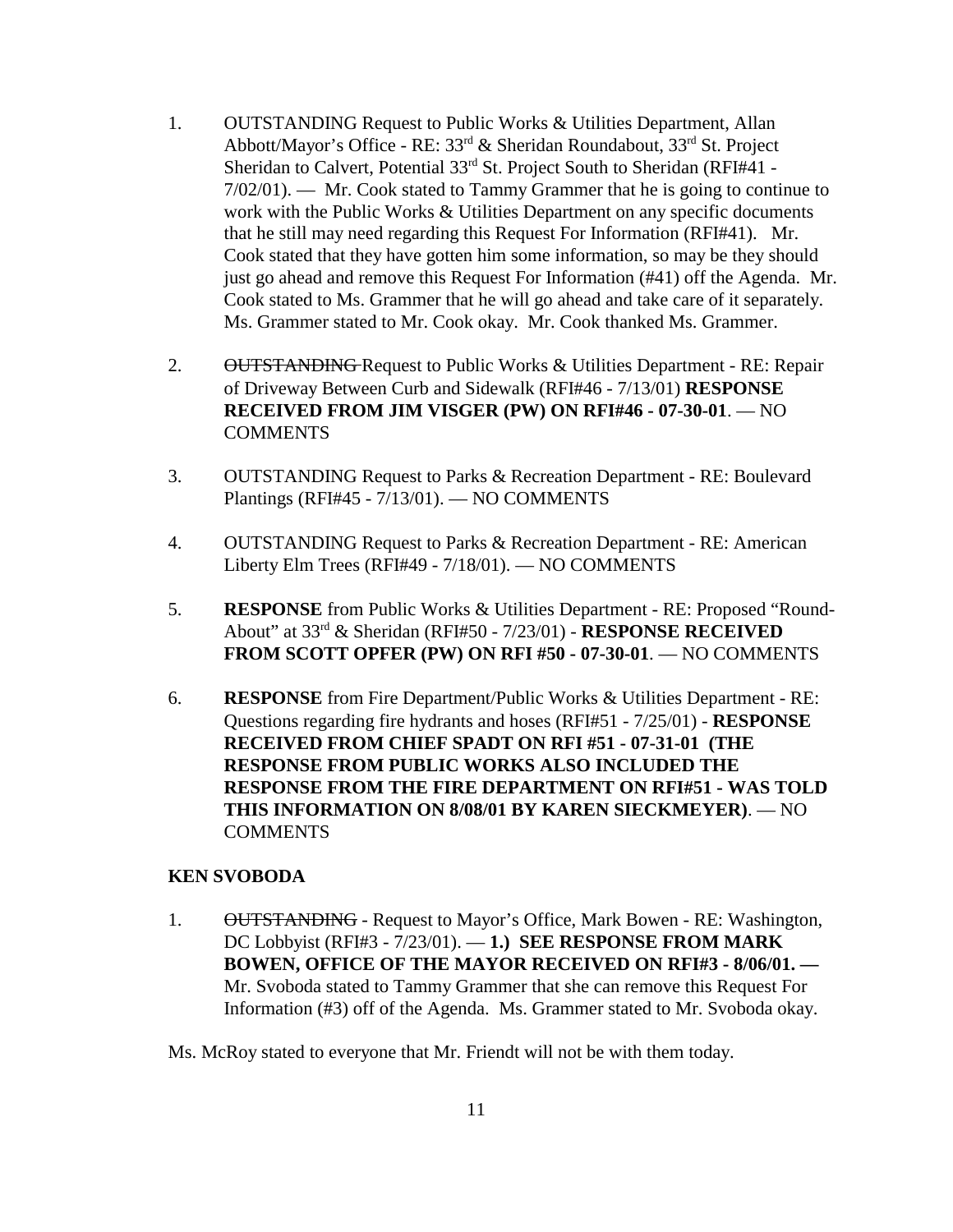1. OUTSTANDING Request to Public Works & Utilities Department, Allan Abbott/Mayor's Office - RE: 33rd & Sheridan Roundabout, 33rd St. Project Sheridan to Calvert, Potential 33rd St. Project South to Sheridan (RFI#41 - 7/02/01). — Mr. Cook stated to Tammy Grammer that he is going to continue to work with the Public Works & Utilities Department on any specific documents that he still may need regarding this Request For Information (RFI#41). Mr. Cook stated that they have gotten him some information, so may be they should just go ahead and remove this Request For Information (#41) off the Agenda. Mr. Cook stated to Ms. Grammer that he will go ahead and take care of it separately. Ms. Grammer stated to Mr. Cook okay. Mr. Cook thanked Ms. Grammer.

2. ~~OUTSTANDING~~ Request to Public Works & Utilities Department - RE: Repair of Driveway Between Curb and Sidewalk (RFI#46 - 7/13/01) **RESPONSE RECEIVED FROM JIM VISGER (PW) ON RFI#46 - 07-30-01**. — NO COMMENTS

3. OUTSTANDING Request to Parks & Recreation Department - RE: Boulevard Plantings (RFI#45 - 7/13/01). — NO COMMENTS

4. OUTSTANDING Request to Parks & Recreation Department - RE: American Liberty Elm Trees (RFI#49 - 7/18/01). — NO COMMENTS

5. **RESPONSE** from Public Works & Utilities Department - RE: Proposed "Round-About" at 33rd & Sheridan (RFI#50 - 7/23/01) - **RESPONSE RECEIVED FROM SCOTT OPFER (PW) ON RFI #50 - 07-30-01**. — NO COMMENTS

6. **RESPONSE** from Fire Department/Public Works & Utilities Department - RE: Questions regarding fire hydrants and hoses (RFI#51 - 7/25/01) - **RESPONSE RECEIVED FROM CHIEF SPADT ON RFI #51 - 07-31-01 (THE RESPONSE FROM PUBLIC WORKS ALSO INCLUDED THE RESPONSE FROM THE FIRE DEPARTMENT ON RFI#51 - WAS TOLD THIS INFORMATION ON 8/08/01 BY KAREN SIECKMEYER)**. — NO COMMENTS

**KEN SVOBODA**

1. ~~OUTSTANDING~~ - Request to Mayor's Office, Mark Bowen - RE: Washington, DC Lobbyist (RFI#3 - 7/23/01). — **1.) SEE RESPONSE FROM MARK BOWEN, OFFICE OF THE MAYOR RECEIVED ON RFI#3 - 8/06/01. —** Mr. Svoboda stated to Tammy Grammer that she can remove this Request For Information (#3) off of the Agenda. Ms. Grammer stated to Mr. Svoboda okay.

Ms. McRoy stated to everyone that Mr. Friendt will not be with them today.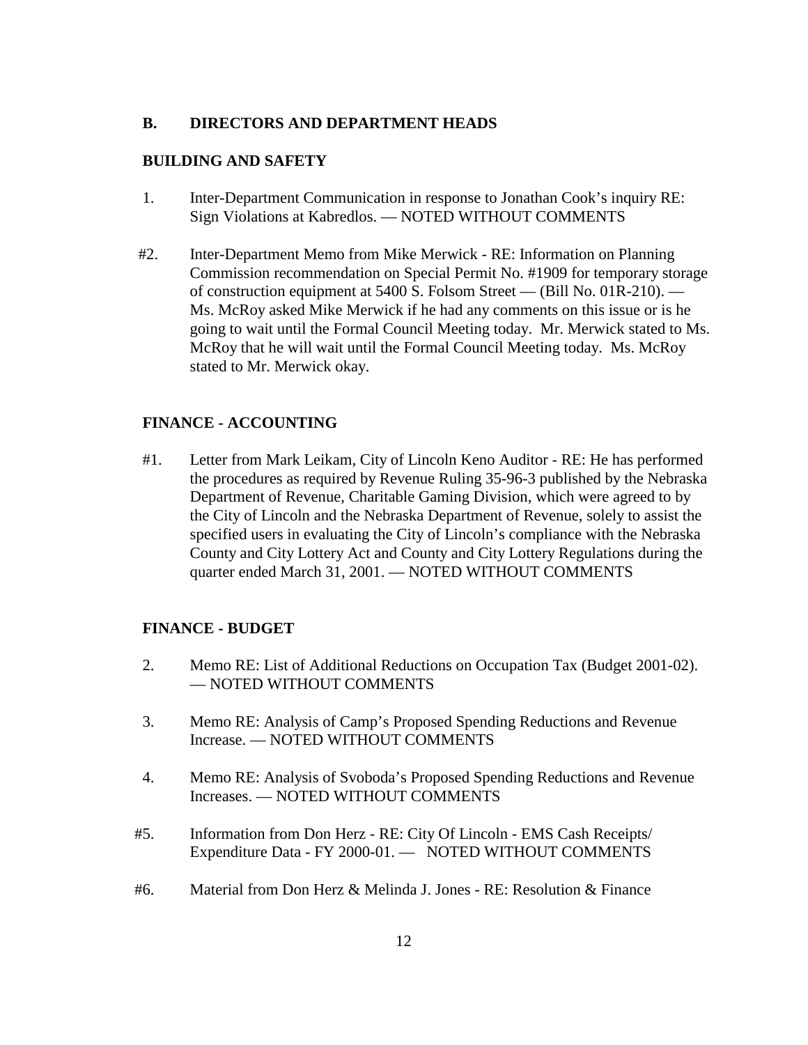**B. DIRECTORS AND DEPARTMENT HEADS**

**BUILDING AND SAFETY**

1. Inter-Department Communication in response to Jonathan Cook's inquiry RE: Sign Violations at Kabredlos. — NOTED WITHOUT COMMENTS

#2. Inter-Department Memo from Mike Merwick - RE: Information on Planning Commission recommendation on Special Permit No. #1909 for temporary storage of construction equipment at 5400 S. Folsom Street — (Bill No. 01R-210). — Ms. McRoy asked Mike Merwick if he had any comments on this issue or is he going to wait until the Formal Council Meeting today. Mr. Merwick stated to Ms. McRoy that he will wait until the Formal Council Meeting today. Ms. McRoy stated to Mr. Merwick okay.

**FINANCE - ACCOUNTING**

#1. Letter from Mark Leikam, City of Lincoln Keno Auditor - RE: He has performed the procedures as required by Revenue Ruling 35-96-3 published by the Nebraska Department of Revenue, Charitable Gaming Division, which were agreed to by the City of Lincoln and the Nebraska Department of Revenue, solely to assist the specified users in evaluating the City of Lincoln's compliance with the Nebraska County and City Lottery Act and County and City Lottery Regulations during the quarter ended March 31, 2001. — NOTED WITHOUT COMMENTS

**FINANCE - BUDGET**

2. Memo RE: List of Additional Reductions on Occupation Tax (Budget 2001-02). — NOTED WITHOUT COMMENTS

3. Memo RE: Analysis of Camp's Proposed Spending Reductions and Revenue Increase. — NOTED WITHOUT COMMENTS

4. Memo RE: Analysis of Svoboda's Proposed Spending Reductions and Revenue Increases. — NOTED WITHOUT COMMENTS

#5. Information from Don Herz - RE: City Of Lincoln - EMS Cash Receipts/ Expenditure Data - FY 2000-01. — NOTED WITHOUT COMMENTS

#6. Material from Don Herz & Melinda J. Jones - RE: Resolution & Finance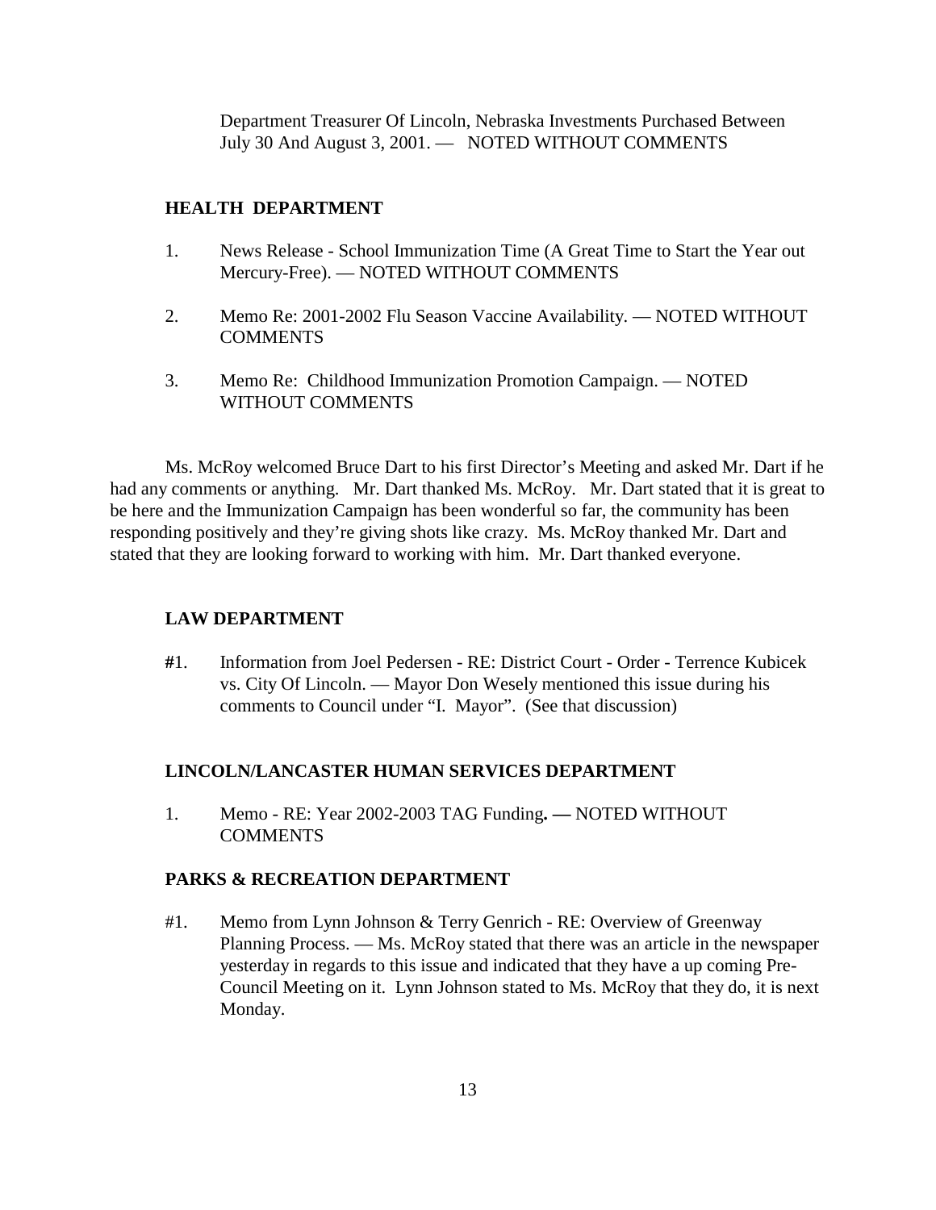Department Treasurer Of Lincoln, Nebraska Investments Purchased Between July 30 And August 3, 2001. — NOTED WITHOUT COMMENTS

**HEALTH DEPARTMENT**

1. News Release - School Immunization Time (A Great Time to Start the Year out Mercury-Free). — NOTED WITHOUT COMMENTS

2. Memo Re: 2001-2002 Flu Season Vaccine Availability. — NOTED WITHOUT COMMENTS

3. Memo Re: Childhood Immunization Promotion Campaign. — NOTED WITHOUT COMMENTS

Ms. McRoy welcomed Bruce Dart to his first Director's Meeting and asked Mr. Dart if he had any comments or anything. Mr. Dart thanked Ms. McRoy. Mr. Dart stated that it is great to be here and the Immunization Campaign has been wonderful so far, the community has been responding positively and they're giving shots like crazy. Ms. McRoy thanked Mr. Dart and stated that they are looking forward to working with him. Mr. Dart thanked everyone.

**LAW DEPARTMENT**

#1. Information from Joel Pedersen - RE: District Court - Order - Terrence Kubicek vs. City Of Lincoln. — Mayor Don Wesely mentioned this issue during his comments to Council under "I. Mayor". (See that discussion)

**LINCOLN/LANCASTER HUMAN SERVICES DEPARTMENT**

1. Memo - RE: Year 2002-2003 TAG Funding**. —** NOTED WITHOUT COMMENTS

**PARKS & RECREATION DEPARTMENT**

#1. Memo from Lynn Johnson & Terry Genrich - RE: Overview of Greenway Planning Process. — Ms. McRoy stated that there was an article in the newspaper yesterday in regards to this issue and indicated that they have a up coming Pre-Council Meeting on it. Lynn Johnson stated to Ms. McRoy that they do, it is next Monday.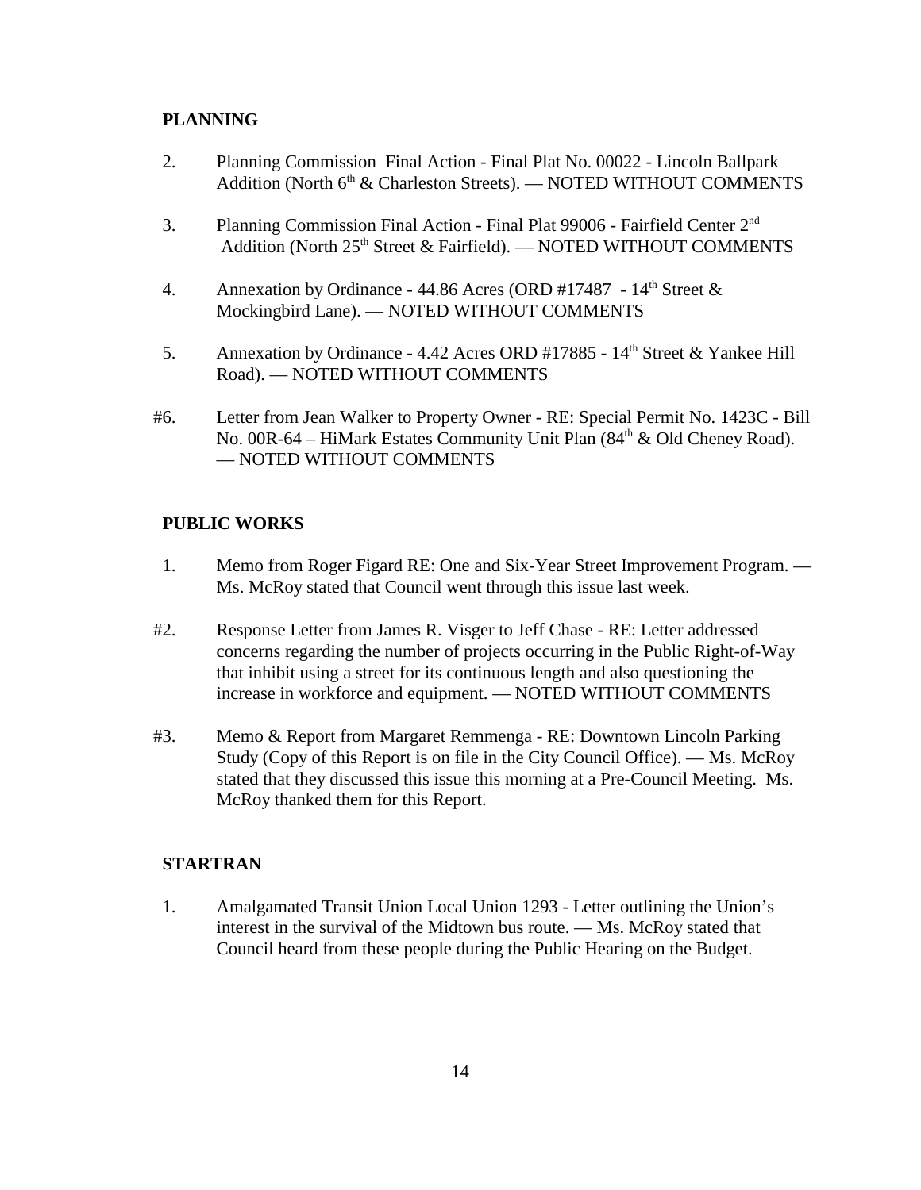**PLANNING**

2. Planning Commission Final Action - Final Plat No. 00022 - Lincoln Ballpark Addition (North 6th & Charleston Streets). — NOTED WITHOUT COMMENTS

3. Planning Commission Final Action - Final Plat 99006 - Fairfield Center 2nd Addition (North 25th Street & Fairfield). — NOTED WITHOUT COMMENTS

4. Annexation by Ordinance - 44.86 Acres (ORD #17487 - 14th Street & Mockingbird Lane). — NOTED WITHOUT COMMENTS

5. Annexation by Ordinance - 4.42 Acres ORD #17885 - 14th Street & Yankee Hill Road). — NOTED WITHOUT COMMENTS

#6. Letter from Jean Walker to Property Owner - RE: Special Permit No. 1423C - Bill No. 00R-64 – HiMark Estates Community Unit Plan (84th & Old Cheney Road). — NOTED WITHOUT COMMENTS

**PUBLIC WORKS**

1. Memo from Roger Figard RE: One and Six-Year Street Improvement Program. — Ms. McRoy stated that Council went through this issue last week.

#2. Response Letter from James R. Visger to Jeff Chase - RE: Letter addressed concerns regarding the number of projects occurring in the Public Right-of-Way that inhibit using a street for its continuous length and also questioning the increase in workforce and equipment. — NOTED WITHOUT COMMENTS

#3. Memo & Report from Margaret Remmenga - RE: Downtown Lincoln Parking Study (Copy of this Report is on file in the City Council Office). — Ms. McRoy stated that they discussed this issue this morning at a Pre-Council Meeting. Ms. McRoy thanked them for this Report.

**STARTRAN**

1. Amalgamated Transit Union Local Union 1293 - Letter outlining the Union's interest in the survival of the Midtown bus route. — Ms. McRoy stated that Council heard from these people during the Public Hearing on the Budget.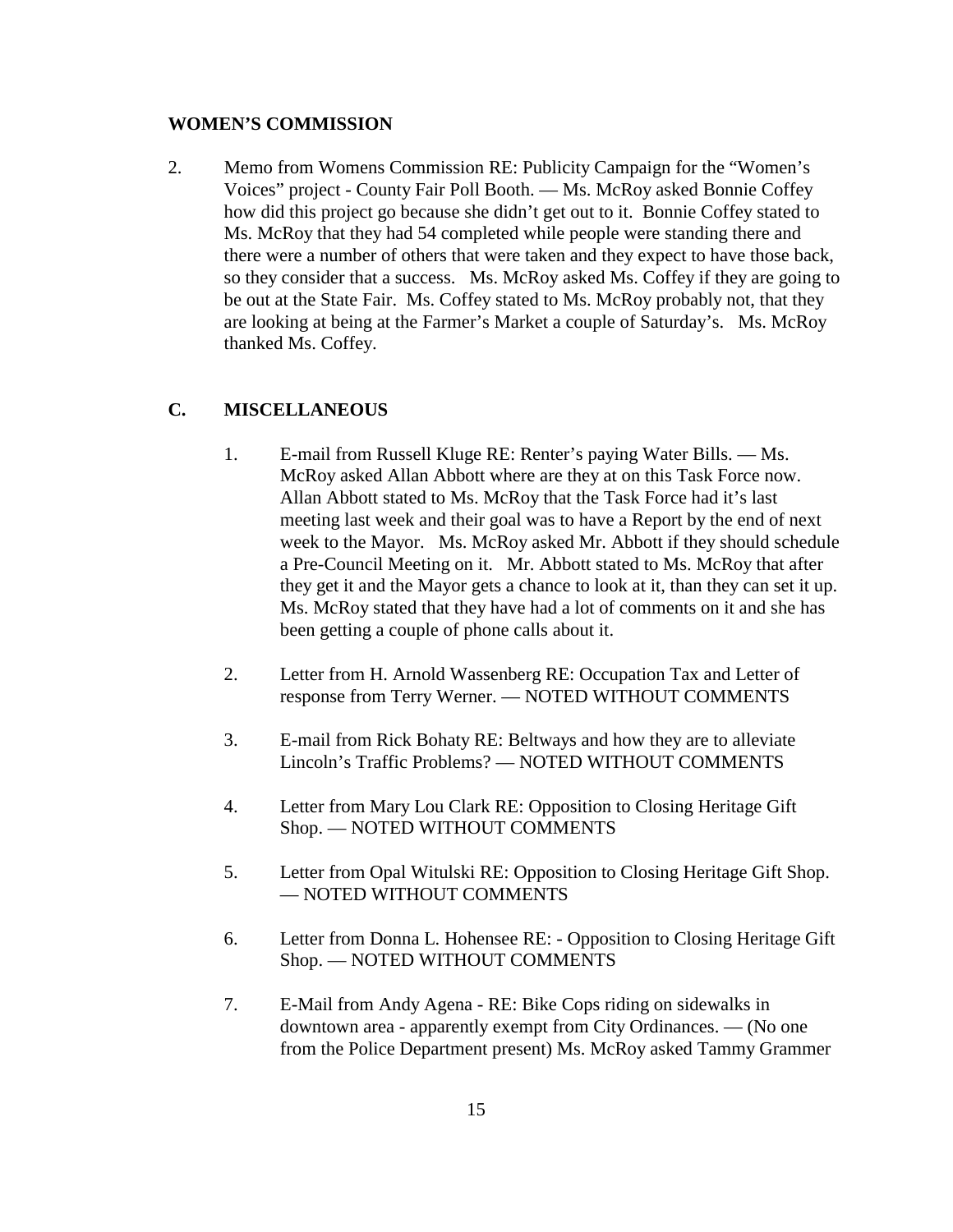**WOMEN'S COMMISSION**

2. Memo from Womens Commission RE: Publicity Campaign for the "Women's Voices" project - County Fair Poll Booth. — Ms. McRoy asked Bonnie Coffey how did this project go because she didn't get out to it. Bonnie Coffey stated to Ms. McRoy that they had 54 completed while people were standing there and there were a number of others that were taken and they expect to have those back, so they consider that a success. Ms. McRoy asked Ms. Coffey if they are going to be out at the State Fair. Ms. Coffey stated to Ms. McRoy probably not, that they are looking at being at the Farmer's Market a couple of Saturday's. Ms. McRoy thanked Ms. Coffey.

## C. MISCELLANEOUS

1. E-mail from Russell Kluge RE: Renter's paying Water Bills. — Ms. McRoy asked Allan Abbott where are they at on this Task Force now. Allan Abbott stated to Ms. McRoy that the Task Force had it's last meeting last week and their goal was to have a Report by the end of next week to the Mayor. Ms. McRoy asked Mr. Abbott if they should schedule a Pre-Council Meeting on it. Mr. Abbott stated to Ms. McRoy that after they get it and the Mayor gets a chance to look at it, than they can set it up. Ms. McRoy stated that they have had a lot of comments on it and she has been getting a couple of phone calls about it.

2. Letter from H. Arnold Wassenberg RE: Occupation Tax and Letter of response from Terry Werner. — NOTED WITHOUT COMMENTS

3. E-mail from Rick Bohaty RE: Beltways and how they are to alleviate Lincoln's Traffic Problems? — NOTED WITHOUT COMMENTS

4. Letter from Mary Lou Clark RE: Opposition to Closing Heritage Gift Shop. — NOTED WITHOUT COMMENTS

5. Letter from Opal Witulski RE: Opposition to Closing Heritage Gift Shop. — NOTED WITHOUT COMMENTS

6. Letter from Donna L. Hohensee RE: - Opposition to Closing Heritage Gift Shop. — NOTED WITHOUT COMMENTS

7. E-Mail from Andy Agena - RE: Bike Cops riding on sidewalks in downtown area - apparently exempt from City Ordinances. — (No one from the Police Department present) Ms. McRoy asked Tammy Grammer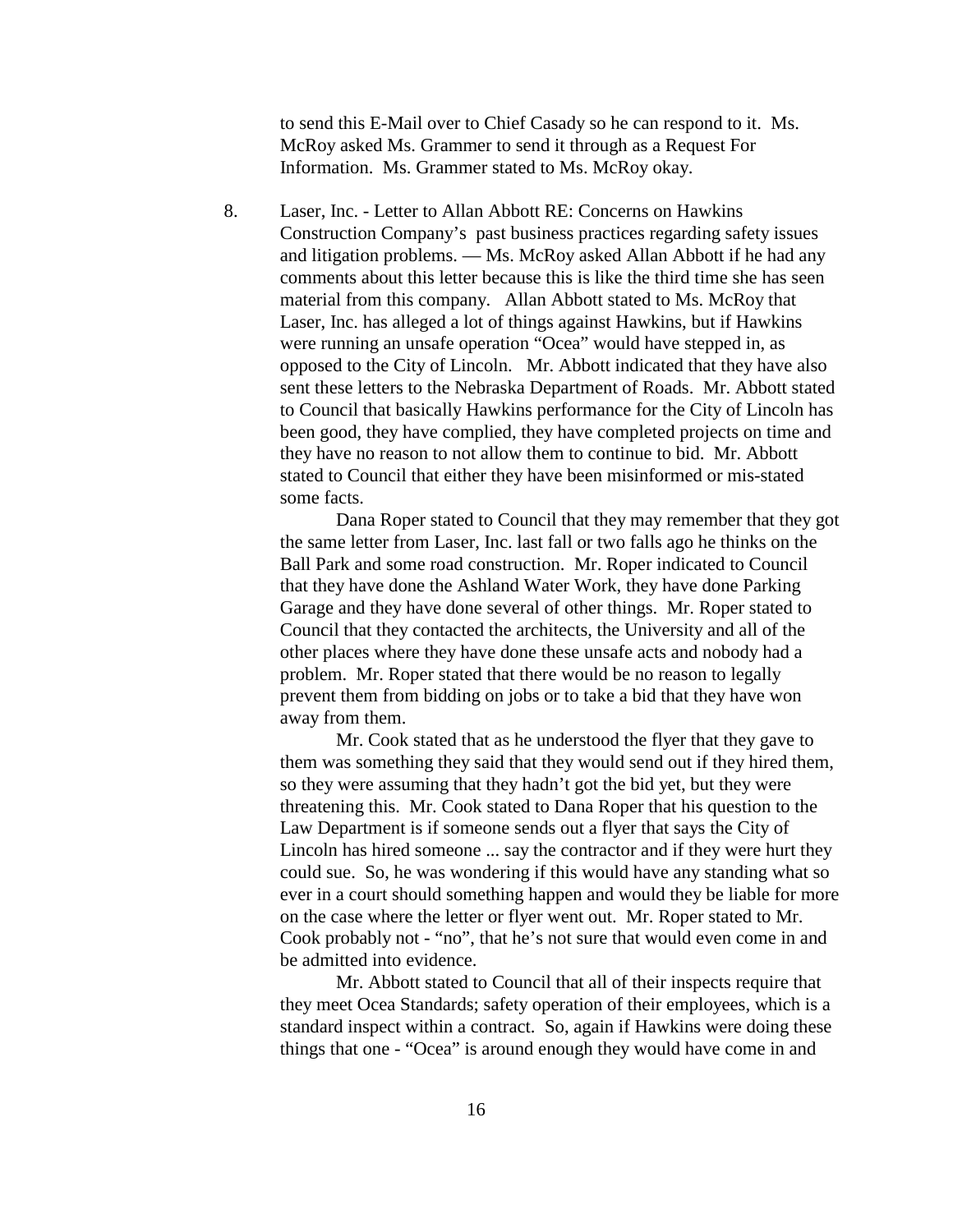to send this E-Mail over to Chief Casady so he can respond to it. Ms. McRoy asked Ms. Grammer to send it through as a Request For Information. Ms. Grammer stated to Ms. McRoy okay.

8. Laser, Inc. - Letter to Allan Abbott RE: Concerns on Hawkins Construction Company's past business practices regarding safety issues and litigation problems. — Ms. McRoy asked Allan Abbott if he had any comments about this letter because this is like the third time she has seen material from this company. Allan Abbott stated to Ms. McRoy that Laser, Inc. has alleged a lot of things against Hawkins, but if Hawkins were running an unsafe operation "Ocea" would have stepped in, as opposed to the City of Lincoln. Mr. Abbott indicated that they have also sent these letters to the Nebraska Department of Roads. Mr. Abbott stated to Council that basically Hawkins performance for the City of Lincoln has been good, they have complied, they have completed projects on time and they have no reason to not allow them to continue to bid. Mr. Abbott stated to Council that either they have been misinformed or mis-stated some facts.

   Dana Roper stated to Council that they may remember that they got the same letter from Laser, Inc. last fall or two falls ago he thinks on the Ball Park and some road construction. Mr. Roper indicated to Council that they have done the Ashland Water Work, they have done Parking Garage and they have done several of other things. Mr. Roper stated to Council that they contacted the architects, the University and all of the other places where they have done these unsafe acts and nobody had a problem. Mr. Roper stated that there would be no reason to legally prevent them from bidding on jobs or to take a bid that they have won away from them.

   Mr. Cook stated that as he understood the flyer that they gave to them was something they said that they would send out if they hired them, so they were assuming that they hadn't got the bid yet, but they were threatening this. Mr. Cook stated to Dana Roper that his question to the Law Department is if someone sends out a flyer that says the City of Lincoln has hired someone ... say the contractor and if they were hurt they could sue. So, he was wondering if this would have any standing what so ever in a court should something happen and would they be liable for more on the case where the letter or flyer went out. Mr. Roper stated to Mr. Cook probably not - "no", that he's not sure that would even come in and be admitted into evidence.

   Mr. Abbott stated to Council that all of their inspects require that they meet Ocea Standards; safety operation of their employees, which is a standard inspect within a contract. So, again if Hawkins were doing these things that one - "Ocea" is around enough they would have come in and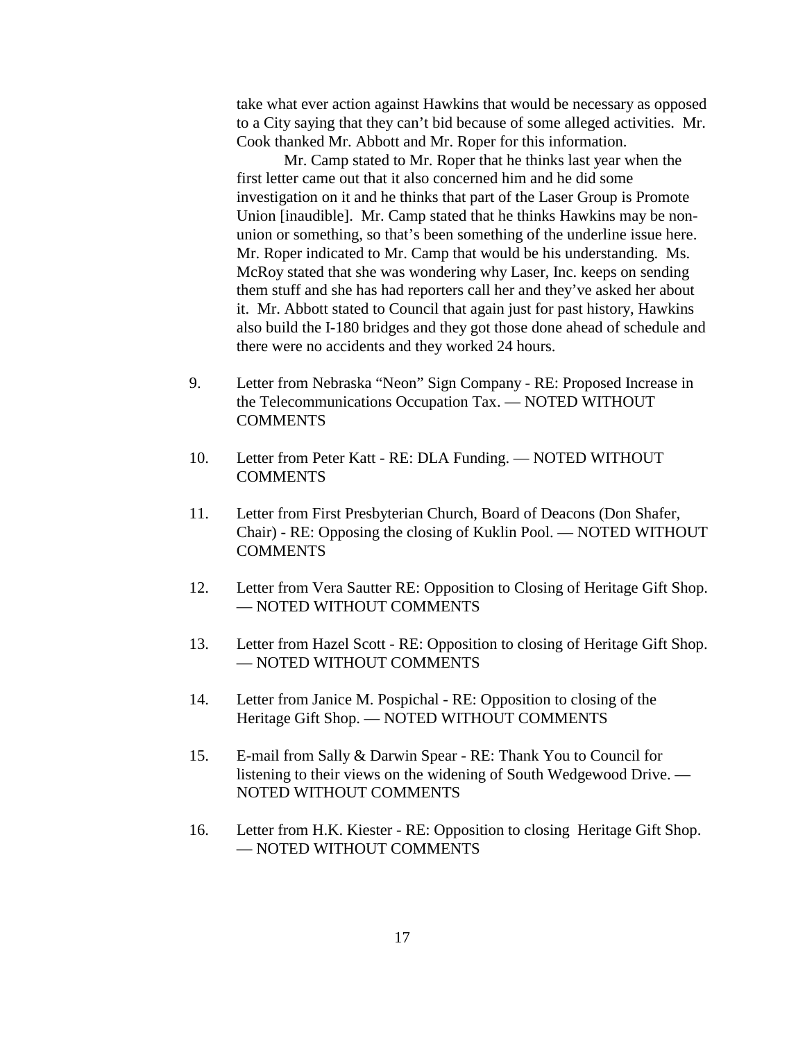take what ever action against Hawkins that would be necessary as opposed to a City saying that they can't bid because of some alleged activities. Mr. Cook thanked Mr. Abbott and Mr. Roper for this information.

Mr. Camp stated to Mr. Roper that he thinks last year when the first letter came out that it also concerned him and he did some investigation on it and he thinks that part of the Laser Group is Promote Union [inaudible]. Mr. Camp stated that he thinks Hawkins may be non-union or something, so that's been something of the underline issue here. Mr. Roper indicated to Mr. Camp that would be his understanding. Ms. McRoy stated that she was wondering why Laser, Inc. keeps on sending them stuff and she has had reporters call her and they've asked her about it. Mr. Abbott stated to Council that again just for past history, Hawkins also build the I-180 bridges and they got those done ahead of schedule and there were no accidents and they worked 24 hours.

9. Letter from Nebraska "Neon" Sign Company - RE: Proposed Increase in the Telecommunications Occupation Tax. — NOTED WITHOUT COMMENTS

10. Letter from Peter Katt - RE: DLA Funding. — NOTED WITHOUT COMMENTS

11. Letter from First Presbyterian Church, Board of Deacons (Don Shafer, Chair) - RE: Opposing the closing of Kuklin Pool. — NOTED WITHOUT COMMENTS

12. Letter from Vera Sautter RE: Opposition to Closing of Heritage Gift Shop. — NOTED WITHOUT COMMENTS

13. Letter from Hazel Scott - RE: Opposition to closing of Heritage Gift Shop. — NOTED WITHOUT COMMENTS

14. Letter from Janice M. Pospichal - RE: Opposition to closing of the Heritage Gift Shop. — NOTED WITHOUT COMMENTS

15. E-mail from Sally & Darwin Spear - RE: Thank You to Council for listening to their views on the widening of South Wedgewood Drive. — NOTED WITHOUT COMMENTS

16. Letter from H.K. Kiester - RE: Opposition to closing Heritage Gift Shop. — NOTED WITHOUT COMMENTS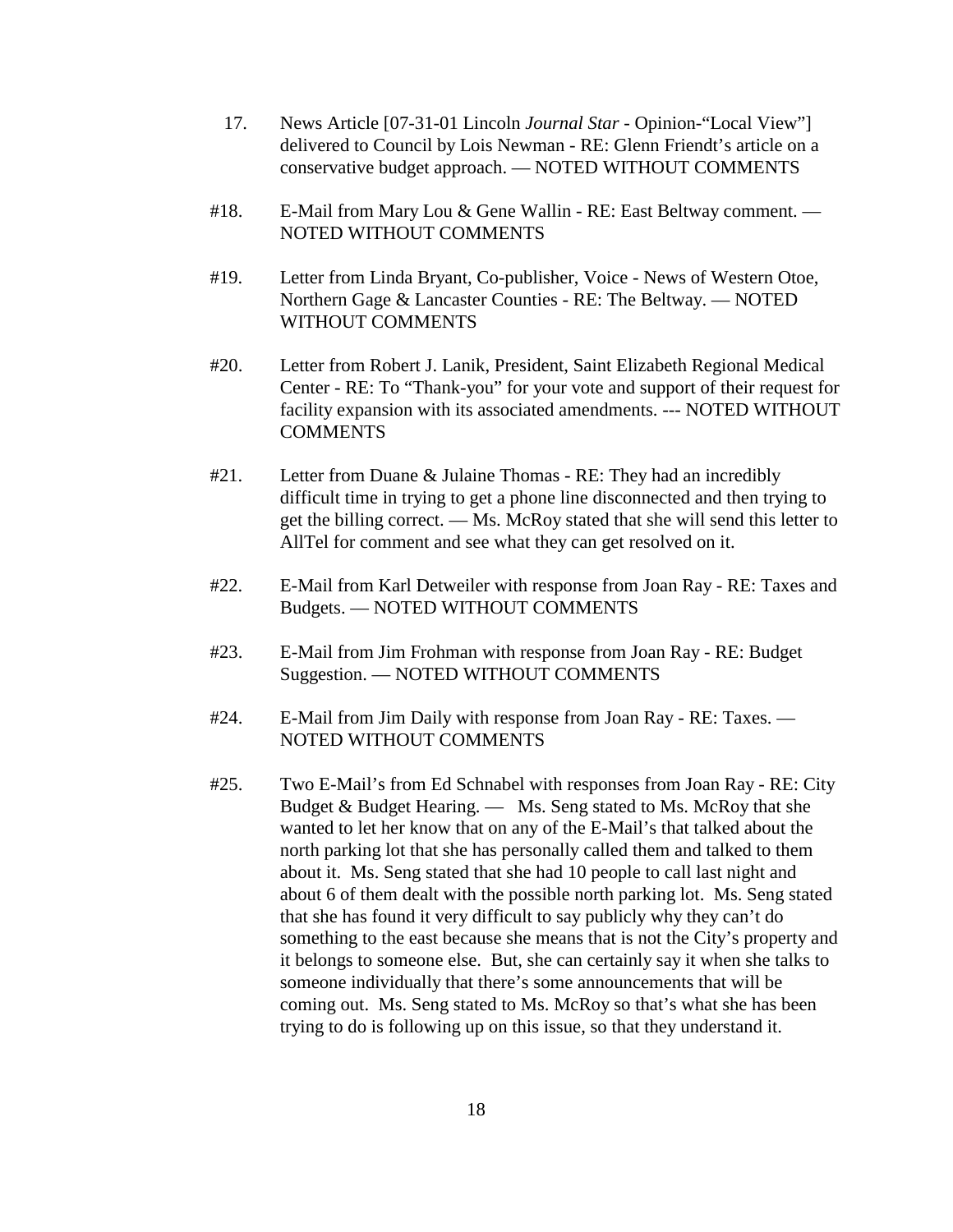17. News Article [07-31-01 Lincoln *Journal Star* - Opinion-“Local View”] delivered to Council by Lois Newman - RE: Glenn Friendt’s article on a conservative budget approach. — NOTED WITHOUT COMMENTS

#18. E-Mail from Mary Lou & Gene Wallin - RE: East Beltway comment. — NOTED WITHOUT COMMENTS

#19. Letter from Linda Bryant, Co-publisher, Voice - News of Western Otoe, Northern Gage & Lancaster Counties - RE: The Beltway. — NOTED WITHOUT COMMENTS

#20. Letter from Robert J. Lanik, President, Saint Elizabeth Regional Medical Center - RE: To “Thank-you” for your vote and support of their request for facility expansion with its associated amendments. --- NOTED WITHOUT COMMENTS

#21. Letter from Duane & Julaine Thomas - RE: They had an incredibly difficult time in trying to get a phone line disconnected and then trying to get the billing correct. — Ms. McRoy stated that she will send this letter to AllTel for comment and see what they can get resolved on it.

#22. E-Mail from Karl Detweiler with response from Joan Ray - RE: Taxes and Budgets. — NOTED WITHOUT COMMENTS

#23. E-Mail from Jim Frohman with response from Joan Ray - RE: Budget Suggestion. — NOTED WITHOUT COMMENTS

#24. E-Mail from Jim Daily with response from Joan Ray - RE: Taxes. — NOTED WITHOUT COMMENTS

#25. Two E-Mail’s from Ed Schnabel with responses from Joan Ray - RE: City Budget & Budget Hearing. — Ms. Seng stated to Ms. McRoy that she wanted to let her know that on any of the E-Mail’s that talked about the north parking lot that she has personally called them and talked to them about it. Ms. Seng stated that she had 10 people to call last night and about 6 of them dealt with the possible north parking lot. Ms. Seng stated that she has found it very difficult to say publicly why they can’t do something to the east because she means that is not the City’s property and it belongs to someone else. But, she can certainly say it when she talks to someone individually that there’s some announcements that will be coming out. Ms. Seng stated to Ms. McRoy so that’s what she has been trying to do is following up on this issue, so that they understand it.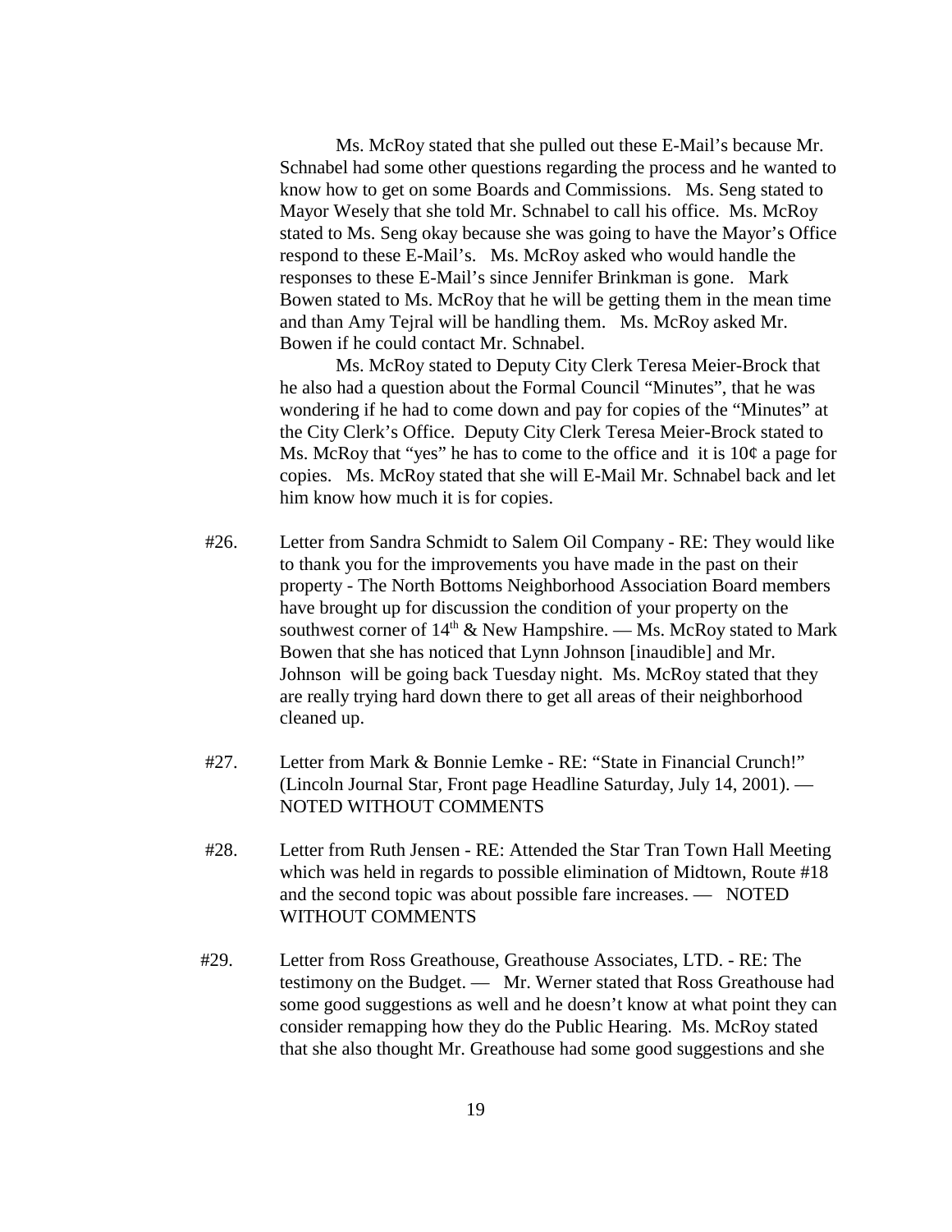Ms. McRoy stated that she pulled out these E-Mail's because Mr. Schnabel had some other questions regarding the process and he wanted to know how to get on some Boards and Commissions. Ms. Seng stated to Mayor Wesely that she told Mr. Schnabel to call his office. Ms. McRoy stated to Ms. Seng okay because she was going to have the Mayor's Office respond to these E-Mail's. Ms. McRoy asked who would handle the responses to these E-Mail's since Jennifer Brinkman is gone. Mark Bowen stated to Ms. McRoy that he will be getting them in the mean time and than Amy Tejral will be handling them. Ms. McRoy asked Mr. Bowen if he could contact Mr. Schnabel.

Ms. McRoy stated to Deputy City Clerk Teresa Meier-Brock that he also had a question about the Formal Council "Minutes", that he was wondering if he had to come down and pay for copies of the "Minutes" at the City Clerk's Office. Deputy City Clerk Teresa Meier-Brock stated to Ms. McRoy that "yes" he has to come to the office and it is 10¢ a page for copies. Ms. McRoy stated that she will E-Mail Mr. Schnabel back and let him know how much it is for copies.

#26. Letter from Sandra Schmidt to Salem Oil Company - RE: They would like to thank you for the improvements you have made in the past on their property - The North Bottoms Neighborhood Association Board members have brought up for discussion the condition of your property on the southwest corner of 14th & New Hampshire. — Ms. McRoy stated to Mark Bowen that she has noticed that Lynn Johnson [inaudible] and Mr. Johnson will be going back Tuesday night. Ms. McRoy stated that they are really trying hard down there to get all areas of their neighborhood cleaned up.

#27. Letter from Mark & Bonnie Lemke - RE: "State in Financial Crunch!" (Lincoln Journal Star, Front page Headline Saturday, July 14, 2001). — NOTED WITHOUT COMMENTS

#28. Letter from Ruth Jensen - RE: Attended the Star Tran Town Hall Meeting which was held in regards to possible elimination of Midtown, Route #18 and the second topic was about possible fare increases. — NOTED WITHOUT COMMENTS

#29. Letter from Ross Greathouse, Greathouse Associates, LTD. - RE: The testimony on the Budget. — Mr. Werner stated that Ross Greathouse had some good suggestions as well and he doesn't know at what point they can consider remapping how they do the Public Hearing. Ms. McRoy stated that she also thought Mr. Greathouse had some good suggestions and she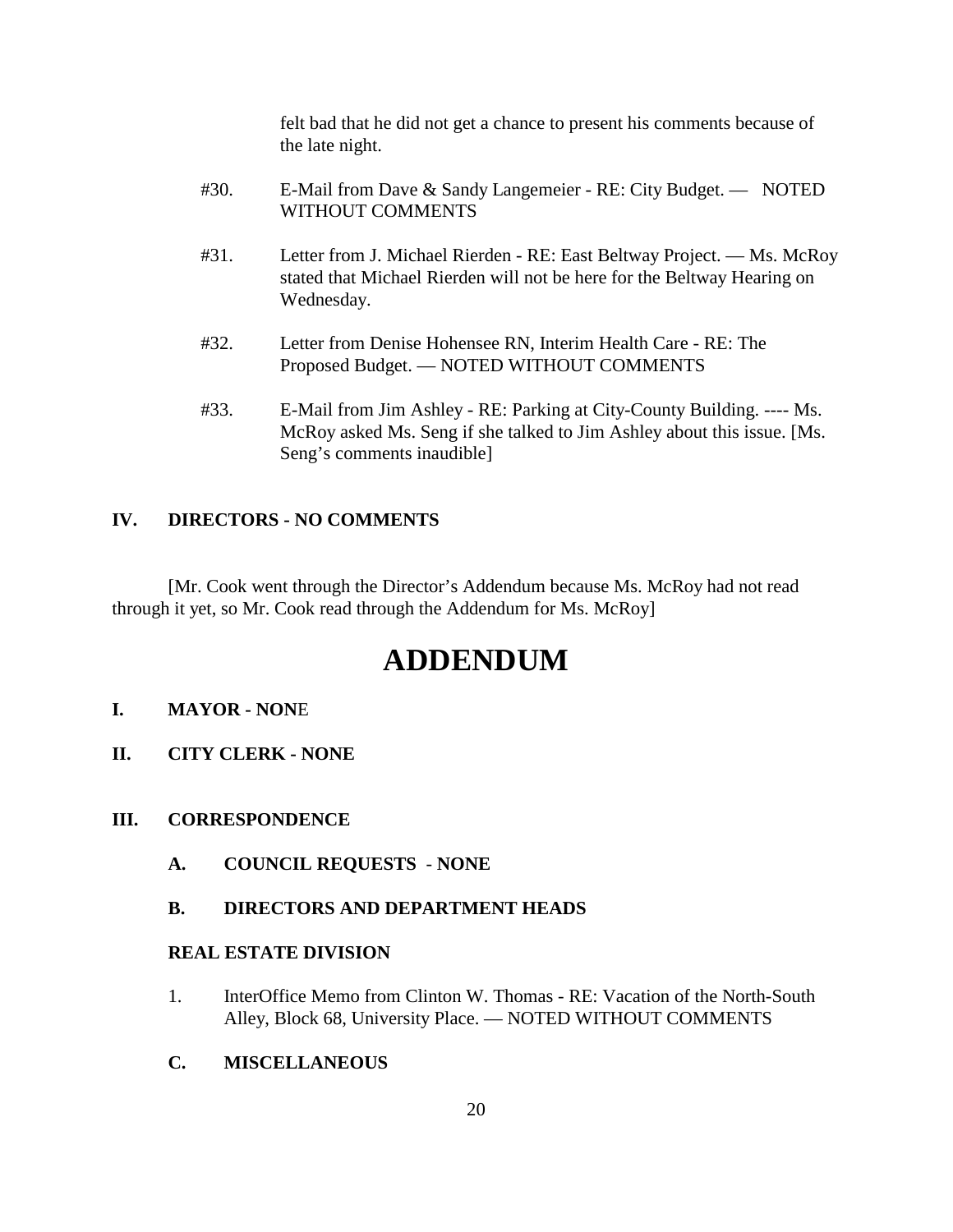felt bad that he did not get a chance to present his comments because of the late night.

#30. E-Mail from Dave & Sandy Langemeier - RE: City Budget. — NOTED WITHOUT COMMENTS

#31. Letter from J. Michael Rierden - RE: East Beltway Project. — Ms. McRoy stated that Michael Rierden will not be here for the Beltway Hearing on Wednesday.

#32. Letter from Denise Hohensee RN, Interim Health Care - RE: The Proposed Budget. — NOTED WITHOUT COMMENTS

#33. E-Mail from Jim Ashley - RE: Parking at City-County Building. ---- Ms. McRoy asked Ms. Seng if she talked to Jim Ashley about this issue. [Ms. Seng's comments inaudible]

**IV. DIRECTORS - NO COMMENTS**

[Mr. Cook went through the Director's Addendum because Ms. McRoy had not read through it yet, so Mr. Cook read through the Addendum for Ms. McRoy]

# ADDENDUM

**I. MAYOR - NONE**

**II. CITY CLERK - NONE**

**III. CORRESPONDENCE**

**A. COUNCIL REQUESTS - NONE**

**B. DIRECTORS AND DEPARTMENT HEADS**

**REAL ESTATE DIVISION**

1. InterOffice Memo from Clinton W. Thomas - RE: Vacation of the North-South Alley, Block 68, University Place. — NOTED WITHOUT COMMENTS

**C. MISCELLANEOUS**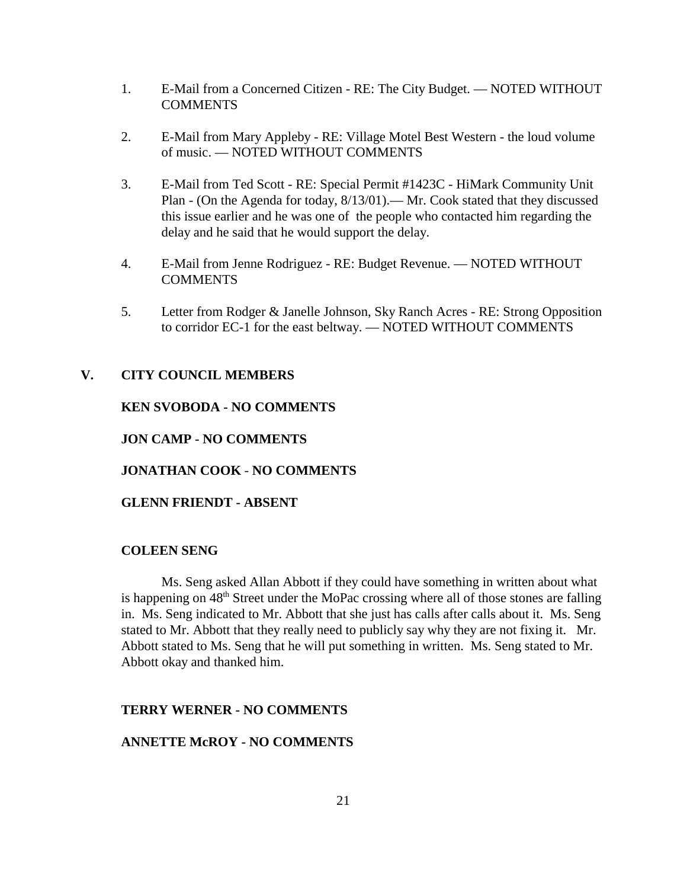1. E-Mail from a Concerned Citizen - RE: The City Budget. — NOTED WITHOUT COMMENTS

2. E-Mail from Mary Appleby - RE: Village Motel Best Western - the loud volume of music. — NOTED WITHOUT COMMENTS

3. E-Mail from Ted Scott - RE: Special Permit #1423C - HiMark Community Unit Plan - (On the Agenda for today, 8/13/01).— Mr. Cook stated that they discussed this issue earlier and he was one of the people who contacted him regarding the delay and he said that he would support the delay.

4. E-Mail from Jenne Rodriguez - RE: Budget Revenue. — NOTED WITHOUT COMMENTS

5. Letter from Rodger & Janelle Johnson, Sky Ranch Acres - RE: Strong Opposition to corridor EC-1 for the east beltway. — NOTED WITHOUT COMMENTS

## V. CITY COUNCIL MEMBERS

**KEN SVOBODA - NO COMMENTS**

**JON CAMP - NO COMMENTS**

**JONATHAN COOK - NO COMMENTS**

**GLENN FRIENDT - ABSENT**

**COLEEN SENG**

Ms. Seng asked Allan Abbott if they could have something in written about what is happening on 48th Street under the MoPac crossing where all of those stones are falling in. Ms. Seng indicated to Mr. Abbott that she just has calls after calls about it. Ms. Seng stated to Mr. Abbott that they really need to publicly say why they are not fixing it. Mr. Abbott stated to Ms. Seng that he will put something in written. Ms. Seng stated to Mr. Abbott okay and thanked him.

**TERRY WERNER - NO COMMENTS**

**ANNETTE McROY - NO COMMENTS**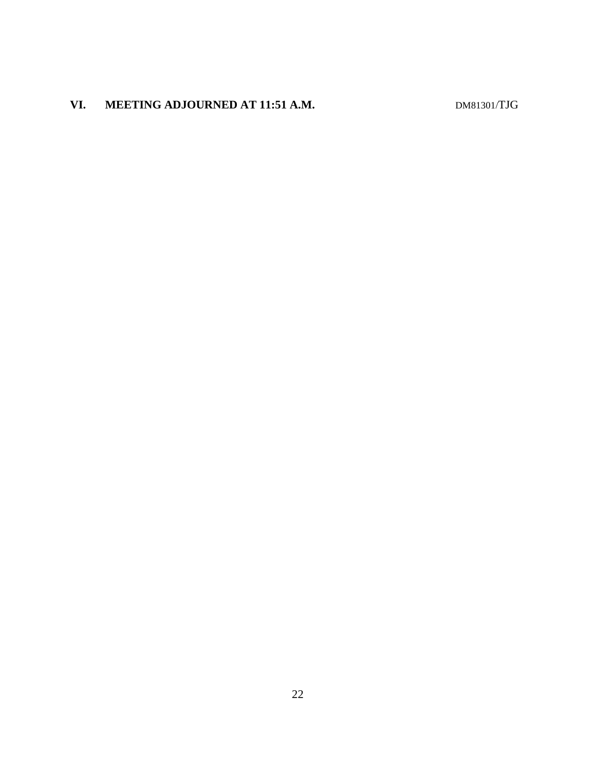## VI. MEETING ADJOURNED AT 11:51 A.M.

DM81301/TJG